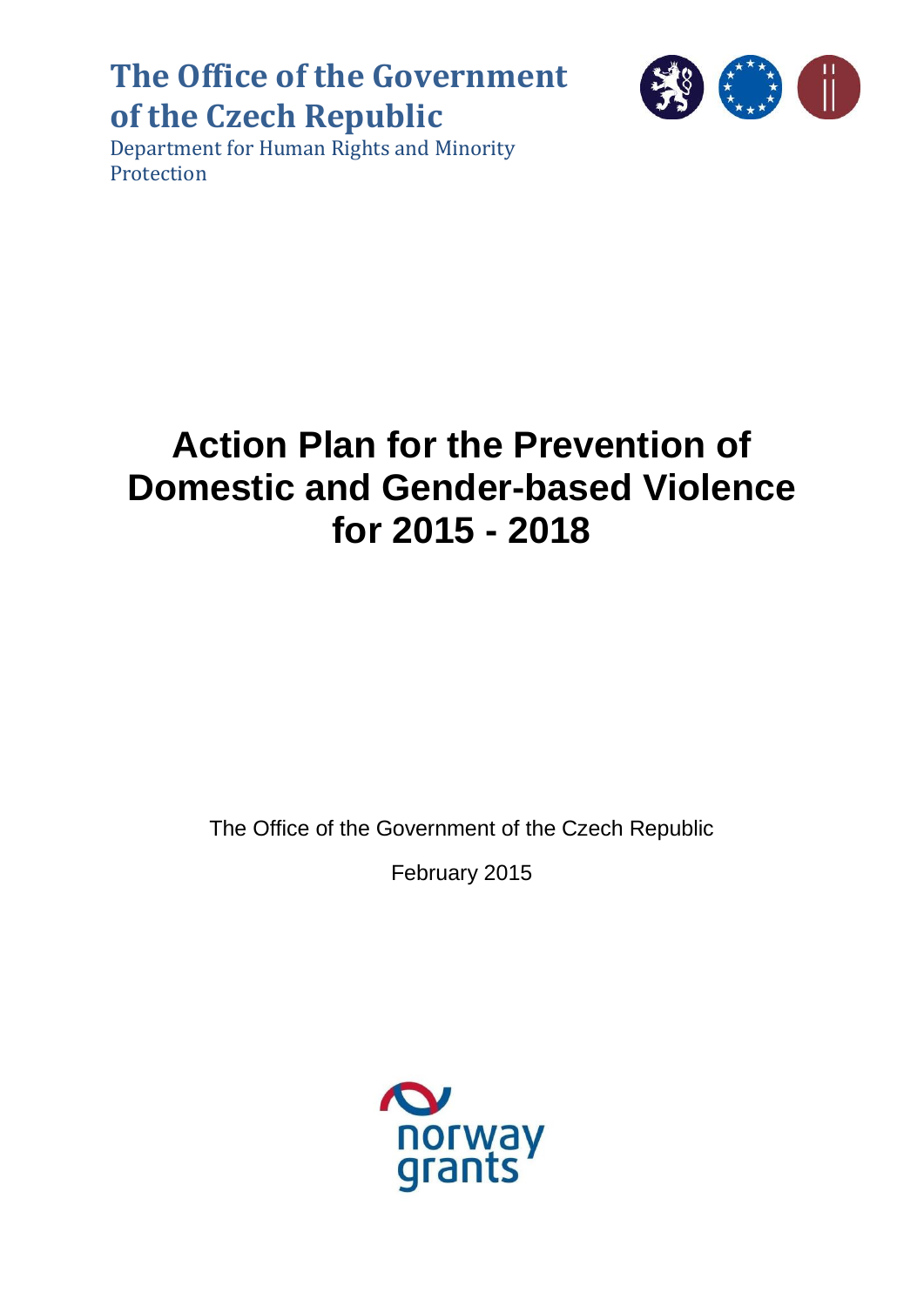**The Office of the Government of the Czech Republic**

Department for Human Rights and Minority Protection

# Action Plan for the Prevention of Domestic and Gender-based Violence for 2015 - 2018

The Office of the Government of the Czech Republic

February 2015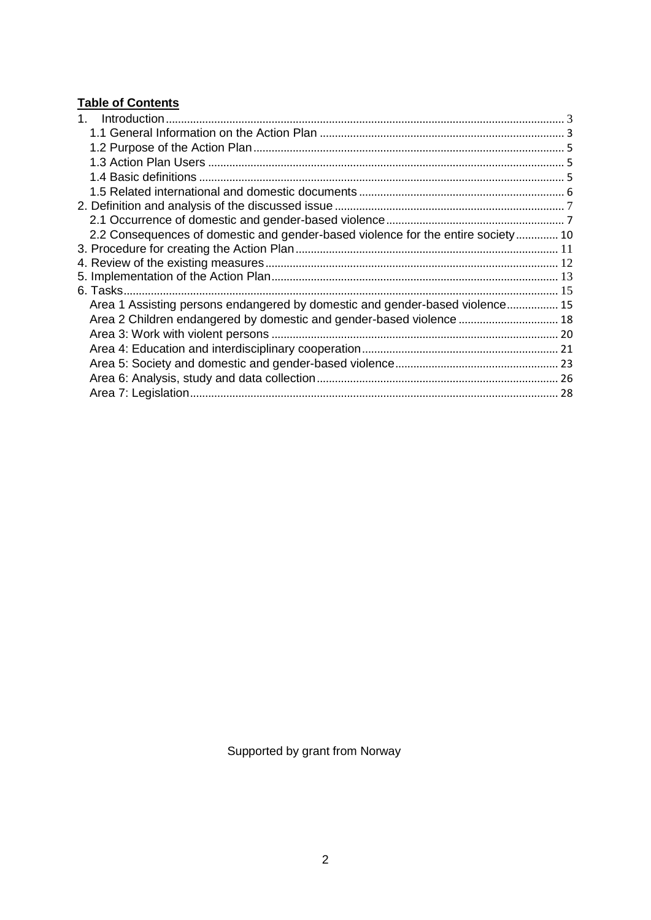**Table of Contents**

1. Introduction ..... 3
   - 1.1 General Information on the Action Plan ..... 3
   - 1.2 Purpose of the Action Plan ..... 5
   - 1.3 Action Plan Users ..... 5
   - 1.4 Basic definitions ..... 5
   - 1.5 Related international and domestic documents ..... 6
2. Definition and analysis of the discussed issue ..... 7
   - 2.1 Occurrence of domestic and gender-based violence ..... 7
   - 2.2 Consequences of domestic and gender-based violence for the entire society ..... 10
3. Procedure for creating the Action Plan ..... 11
4. Review of the existing measures ..... 12
5. Implementation of the Action Plan ..... 13
6. Tasks ..... 15
   - Area 1 Assisting persons endangered by domestic and gender-based violence ..... 15
   - Area 2 Children endangered by domestic and gender-based violence ..... 18
   - Area 3: Work with violent persons ..... 20
   - Area 4: Education and interdisciplinary cooperation ..... 21
   - Area 5: Society and domestic and gender-based violence ..... 23
   - Area 6: Analysis, study and data collection ..... 26
   - Area 7: Legislation ..... 28

Supported by grant from Norway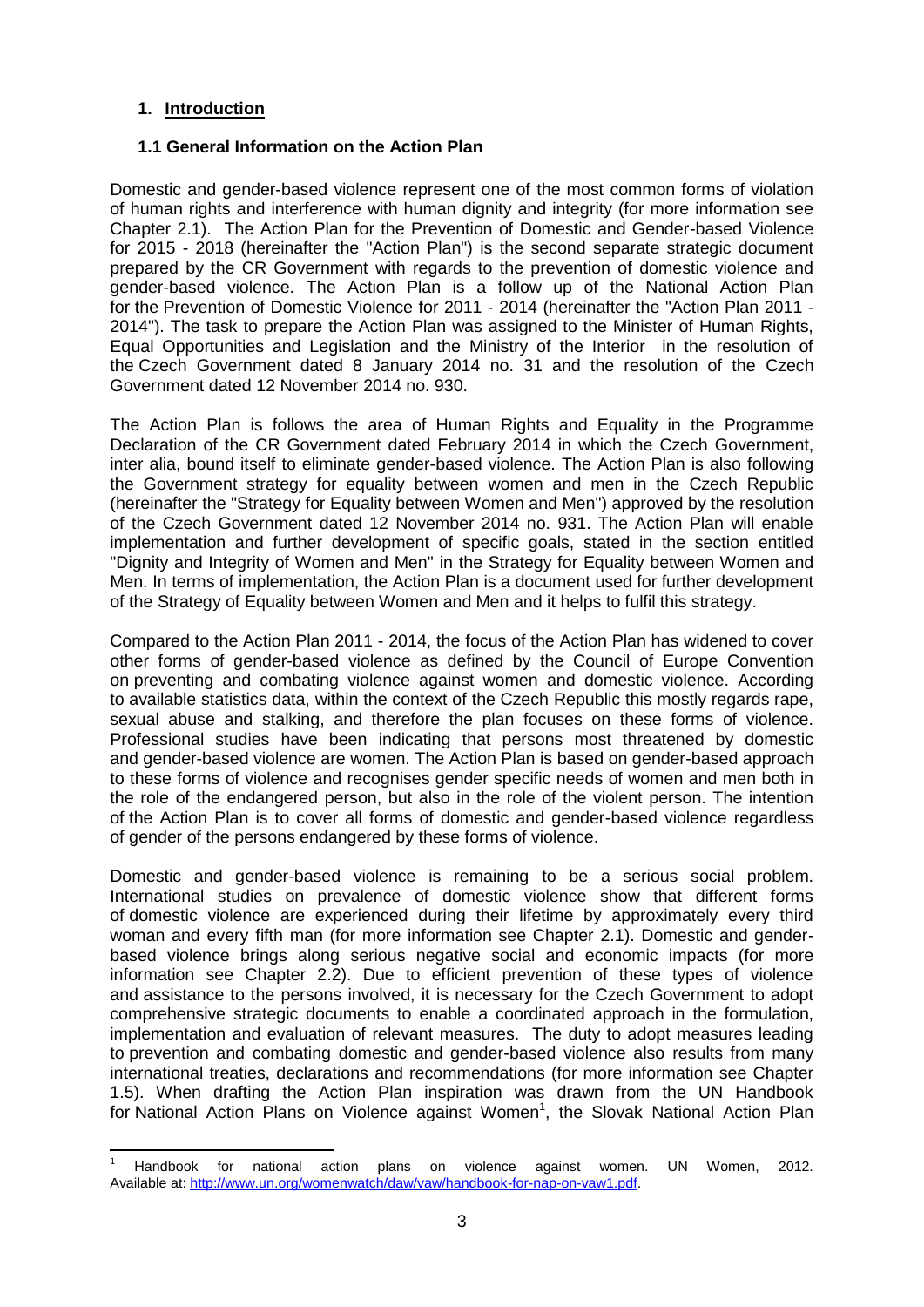# 1. Introduction

## 1.1 General Information on the Action Plan

Domestic and gender-based violence represent one of the most common forms of violation of human rights and interference with human dignity and integrity (for more information see Chapter 2.1). The Action Plan for the Prevention of Domestic and Gender-based Violence for 2015 - 2018 (hereinafter the "Action Plan") is the second separate strategic document prepared by the CR Government with regards to the prevention of domestic violence and gender-based violence. The Action Plan is a follow up of the National Action Plan for the Prevention of Domestic Violence for 2011 - 2014 (hereinafter the "Action Plan 2011 - 2014"). The task to prepare the Action Plan was assigned to the Minister of Human Rights, Equal Opportunities and Legislation and the Ministry of the Interior in the resolution of the Czech Government dated 8 January 2014 no. 31 and the resolution of the Czech Government dated 12 November 2014 no. 930.

The Action Plan is follows the area of Human Rights and Equality in the Programme Declaration of the CR Government dated February 2014 in which the Czech Government, inter alia, bound itself to eliminate gender-based violence. The Action Plan is also following the Government strategy for equality between women and men in the Czech Republic (hereinafter the "Strategy for Equality between Women and Men") approved by the resolution of the Czech Government dated 12 November 2014 no. 931. The Action Plan will enable implementation and further development of specific goals, stated in the section entitled "Dignity and Integrity of Women and Men" in the Strategy for Equality between Women and Men. In terms of implementation, the Action Plan is a document used for further development of the Strategy of Equality between Women and Men and it helps to fulfil this strategy.

Compared to the Action Plan 2011 - 2014, the focus of the Action Plan has widened to cover other forms of gender-based violence as defined by the Council of Europe Convention on preventing and combating violence against women and domestic violence. According to available statistics data, within the context of the Czech Republic this mostly regards rape, sexual abuse and stalking, and therefore the plan focuses on these forms of violence. Professional studies have been indicating that persons most threatened by domestic and gender-based violence are women. The Action Plan is based on gender-based approach to these forms of violence and recognises gender specific needs of women and men both in the role of the endangered person, but also in the role of the violent person. The intention of the Action Plan is to cover all forms of domestic and gender-based violence regardless of gender of the persons endangered by these forms of violence.

Domestic and gender-based violence is remaining to be a serious social problem. International studies on prevalence of domestic violence show that different forms of domestic violence are experienced during their lifetime by approximately every third woman and every fifth man (for more information see Chapter 2.1). Domestic and gender-based violence brings along serious negative social and economic impacts (for more information see Chapter 2.2). Due to efficient prevention of these types of violence and assistance to the persons involved, it is necessary for the Czech Government to adopt comprehensive strategic documents to enable a coordinated approach in the formulation, implementation and evaluation of relevant measures. The duty to adopt measures leading to prevention and combating domestic and gender-based violence also results from many international treaties, declarations and recommendations (for more information see Chapter 1.5). When drafting the Action Plan inspiration was drawn from the UN Handbook for National Action Plans on Violence against Women[1], the Slovak National Action Plan

[1] Handbook for national action plans on violence against women. UN Women, 2012. Available at: http://www.un.org/womenwatch/daw/vaw/handbook-for-nap-on-vaw1.pdf.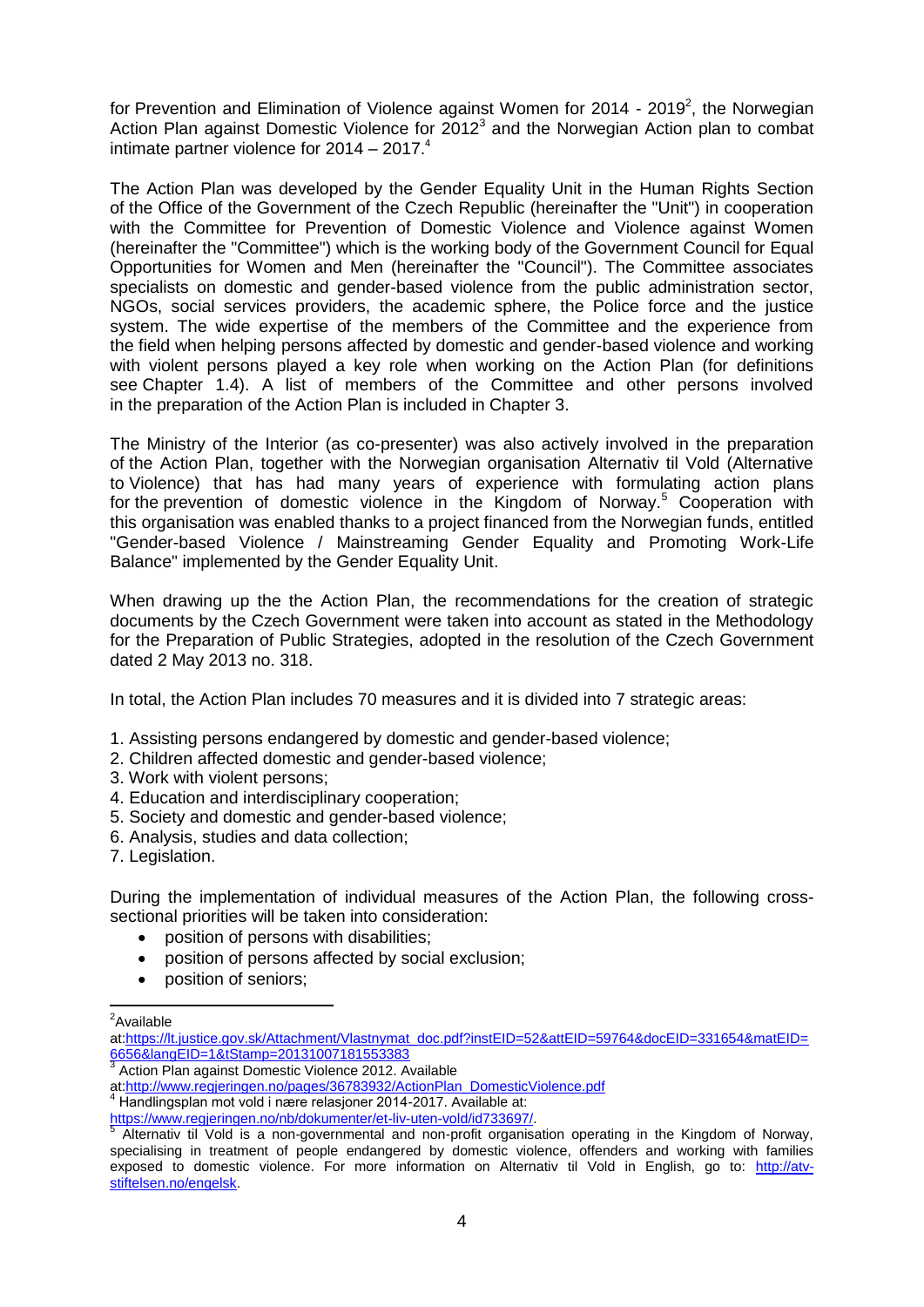for Prevention and Elimination of Violence against Women for 2014 - 2019[2], the Norwegian Action Plan against Domestic Violence for 2012[3] and the Norwegian Action plan to combat intimate partner violence for 2014 – 2017.[4]

The Action Plan was developed by the Gender Equality Unit in the Human Rights Section of the Office of the Government of the Czech Republic (hereinafter the "Unit") in cooperation with the Committee for Prevention of Domestic Violence and Violence against Women (hereinafter the "Committee") which is the working body of the Government Council for Equal Opportunities for Women and Men (hereinafter the "Council"). The Committee associates specialists on domestic and gender-based violence from the public administration sector, NGOs, social services providers, the academic sphere, the Police force and the justice system. The wide expertise of the members of the Committee and the experience from the field when helping persons affected by domestic and gender-based violence and working with violent persons played a key role when working on the Action Plan (for definitions see Chapter 1.4). A list of members of the Committee and other persons involved in the preparation of the Action Plan is included in Chapter 3.

The Ministry of the Interior (as co-presenter) was also actively involved in the preparation of the Action Plan, together with the Norwegian organisation Alternativ til Vold (Alternative to Violence) that has had many years of experience with formulating action plans for the prevention of domestic violence in the Kingdom of Norway.[5] Cooperation with this organisation was enabled thanks to a project financed from the Norwegian funds, entitled "Gender-based Violence / Mainstreaming Gender Equality and Promoting Work-Life Balance" implemented by the Gender Equality Unit.

When drawing up the the Action Plan, the recommendations for the creation of strategic documents by the Czech Government were taken into account as stated in the Methodology for the Preparation of Public Strategies, adopted in the resolution of the Czech Government dated 2 May 2013 no. 318.

In total, the Action Plan includes 70 measures and it is divided into 7 strategic areas:

1. Assisting persons endangered by domestic and gender-based violence;
2. Children affected domestic and gender-based violence;
3. Work with violent persons;
4. Education and interdisciplinary cooperation;
5. Society and domestic and gender-based violence;
6. Analysis, studies and data collection;
7. Legislation.

During the implementation of individual measures of the Action Plan, the following cross-sectional priorities will be taken into consideration:

- position of persons with disabilities;
- position of persons affected by social exclusion;
- position of seniors;

---

[2] Available at:https://lt.justice.gov.sk/Attachment/Vlastnymat_doc.pdf?instEID=52&attEID=59764&docEID=331654&matEID=6656&langEID=1&tStamp=20131007181553383

[3] Action Plan against Domestic Violence 2012. Available at:http://www.regjeringen.no/pages/36783932/ActionPlan_DomesticViolence.pdf

[4] Handlingsplan mot vold i nære relasjoner 2014-2017. Available at: https://www.regjeringen.no/nb/dokumenter/et-liv-uten-vold/id733697/.

[5] Alternativ til Vold is a non-governmental and non-profit organisation operating in the Kingdom of Norway, specialising in treatment of people endangered by domestic violence, offenders and working with families exposed to domestic violence. For more information on Alternativ til Vold in English, go to: http://atv-stiftelsen.no/engelsk.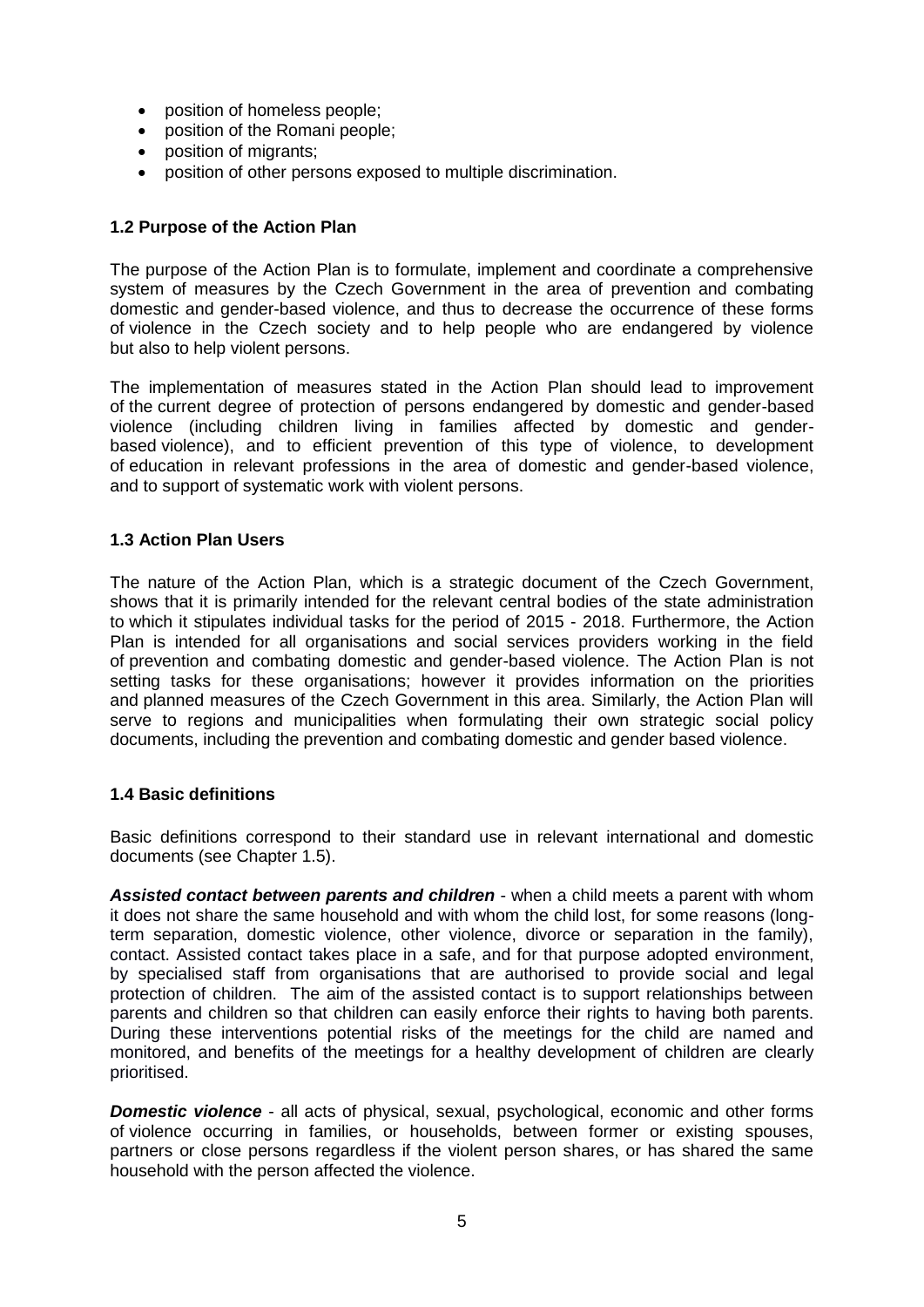- position of homeless people;
- position of the Romani people;
- position of migrants;
- position of other persons exposed to multiple discrimination.

### 1.2 Purpose of the Action Plan

The purpose of the Action Plan is to formulate, implement and coordinate a comprehensive system of measures by the Czech Government in the area of prevention and combating domestic and gender-based violence, and thus to decrease the occurrence of these forms of violence in the Czech society and to help people who are endangered by violence but also to help violent persons.

The implementation of measures stated in the Action Plan should lead to improvement of the current degree of protection of persons endangered by domestic and gender-based violence (including children living in families affected by domestic and gender-based violence), and to efficient prevention of this type of violence, to development of education in relevant professions in the area of domestic and gender-based violence, and to support of systematic work with violent persons.

### 1.3 Action Plan Users

The nature of the Action Plan, which is a strategic document of the Czech Government, shows that it is primarily intended for the relevant central bodies of the state administration to which it stipulates individual tasks for the period of 2015 - 2018. Furthermore, the Action Plan is intended for all organisations and social services providers working in the field of prevention and combating domestic and gender-based violence. The Action Plan is not setting tasks for these organisations; however it provides information on the priorities and planned measures of the Czech Government in this area. Similarly, the Action Plan will serve to regions and municipalities when formulating their own strategic social policy documents, including the prevention and combating domestic and gender based violence.

### 1.4 Basic definitions

Basic definitions correspond to their standard use in relevant international and domestic documents (see Chapter 1.5).

***Assisted contact between parents and children*** - when a child meets a parent with whom it does not share the same household and with whom the child lost, for some reasons (long-term separation, domestic violence, other violence, divorce or separation in the family), contact. Assisted contact takes place in a safe, and for that purpose adopted environment, by specialised staff from organisations that are authorised to provide social and legal protection of children. The aim of the assisted contact is to support relationships between parents and children so that children can easily enforce their rights to having both parents. During these interventions potential risks of the meetings for the child are named and monitored, and benefits of the meetings for a healthy development of children are clearly prioritised.

***Domestic violence*** - all acts of physical, sexual, psychological, economic and other forms of violence occurring in families, or households, between former or existing spouses, partners or close persons regardless if the violent person shares, or has shared the same household with the person affected the violence.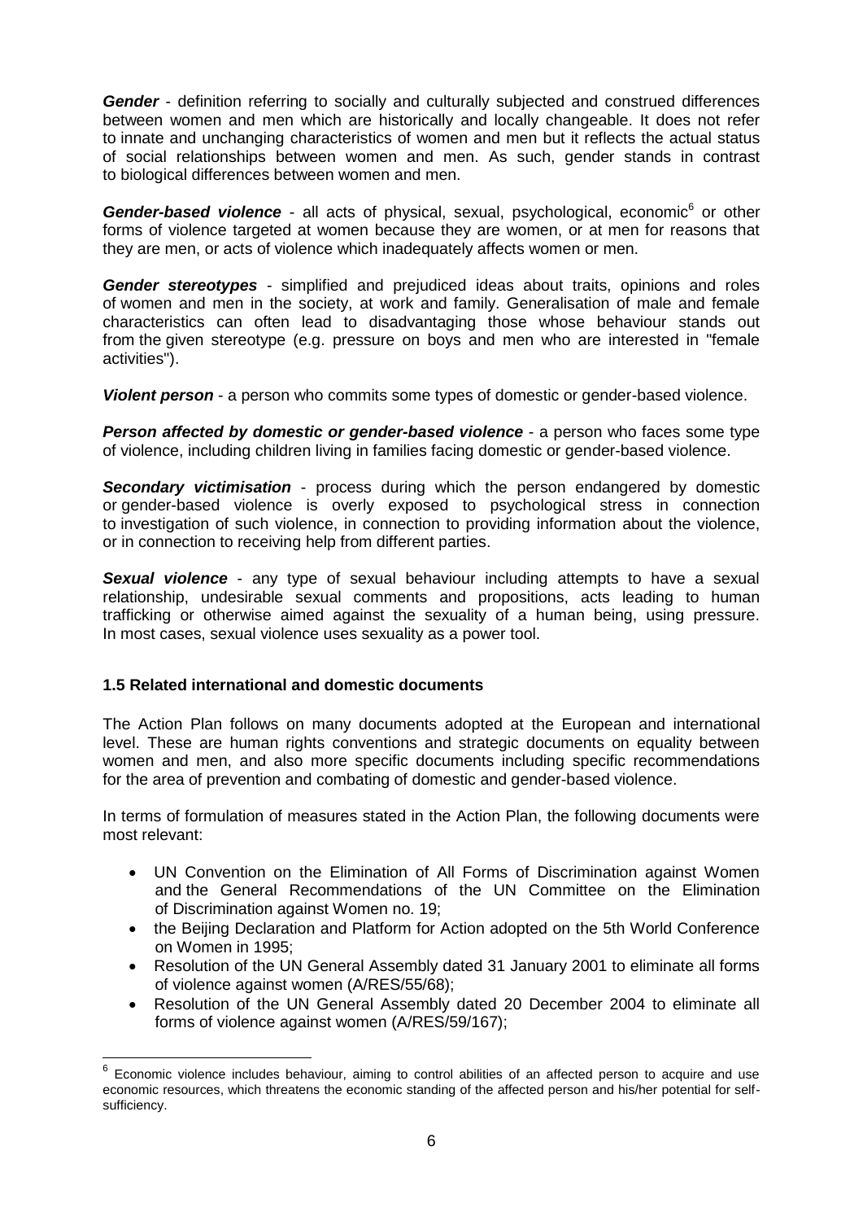***Gender*** - definition referring to socially and culturally subjected and construed differences between women and men which are historically and locally changeable. It does not refer to innate and unchanging characteristics of women and men but it reflects the actual status of social relationships between women and men. As such, gender stands in contrast to biological differences between women and men.

***Gender-based violence*** - all acts of physical, sexual, psychological, economic[6] or other forms of violence targeted at women because they are women, or at men for reasons that they are men, or acts of violence which inadequately affects women or men.

***Gender stereotypes*** - simplified and prejudiced ideas about traits, opinions and roles of women and men in the society, at work and family. Generalisation of male and female characteristics can often lead to disadvantaging those whose behaviour stands out from the given stereotype (e.g. pressure on boys and men who are interested in "female activities").

***Violent person*** - a person who commits some types of domestic or gender-based violence.

***Person affected by domestic or gender-based violence*** - a person who faces some type of violence, including children living in families facing domestic or gender-based violence.

***Secondary victimisation*** - process during which the person endangered by domestic or gender-based violence is overly exposed to psychological stress in connection to investigation of such violence, in connection to providing information about the violence, or in connection to receiving help from different parties.

***Sexual violence*** - any type of sexual behaviour including attempts to have a sexual relationship, undesirable sexual comments and propositions, acts leading to human trafficking or otherwise aimed against the sexuality of a human being, using pressure. In most cases, sexual violence uses sexuality as a power tool.

### 1.5 Related international and domestic documents

The Action Plan follows on many documents adopted at the European and international level. These are human rights conventions and strategic documents on equality between women and men, and also more specific documents including specific recommendations for the area of prevention and combating of domestic and gender-based violence.

In terms of formulation of measures stated in the Action Plan, the following documents were most relevant:

- UN Convention on the Elimination of All Forms of Discrimination against Women and the General Recommendations of the UN Committee on the Elimination of Discrimination against Women no. 19;
- the Beijing Declaration and Platform for Action adopted on the 5th World Conference on Women in 1995;
- Resolution of the UN General Assembly dated 31 January 2001 to eliminate all forms of violence against women (A/RES/55/68);
- Resolution of the UN General Assembly dated 20 December 2004 to eliminate all forms of violence against women (A/RES/59/167);

---

[6] Economic violence includes behaviour, aiming to control abilities of an affected person to acquire and use economic resources, which threatens the economic standing of the affected person and his/her potential for self-sufficiency.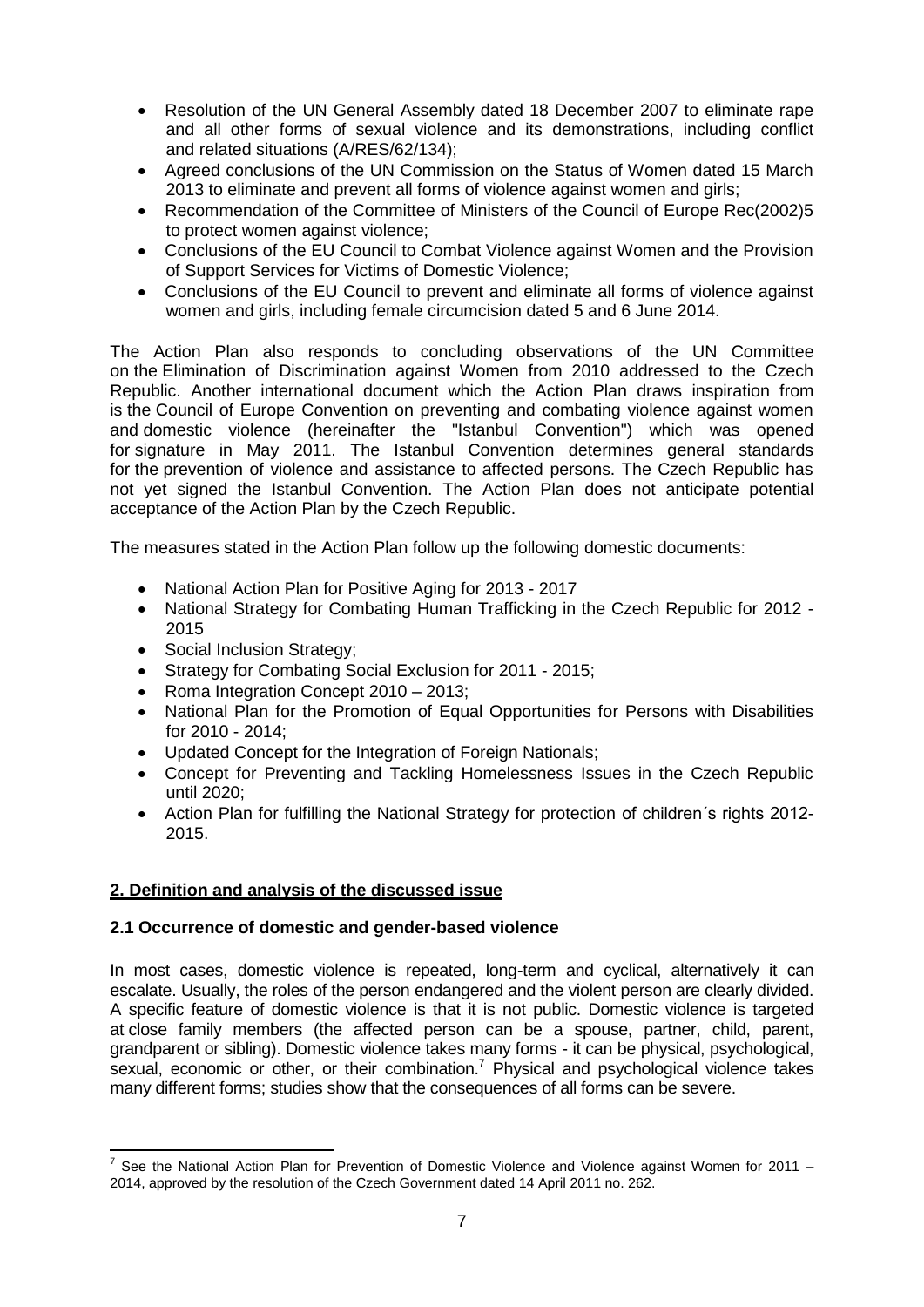- Resolution of the UN General Assembly dated 18 December 2007 to eliminate rape and all other forms of sexual violence and its demonstrations, including conflict and related situations (A/RES/62/134);
- Agreed conclusions of the UN Commission on the Status of Women dated 15 March 2013 to eliminate and prevent all forms of violence against women and girls;
- Recommendation of the Committee of Ministers of the Council of Europe Rec(2002)5 to protect women against violence;
- Conclusions of the EU Council to Combat Violence against Women and the Provision of Support Services for Victims of Domestic Violence;
- Conclusions of the EU Council to prevent and eliminate all forms of violence against women and girls, including female circumcision dated 5 and 6 June 2014.

The Action Plan also responds to concluding observations of the UN Committee on the Elimination of Discrimination against Women from 2010 addressed to the Czech Republic. Another international document which the Action Plan draws inspiration from is the Council of Europe Convention on preventing and combating violence against women and domestic violence (hereinafter the "Istanbul Convention") which was opened for signature in May 2011. The Istanbul Convention determines general standards for the prevention of violence and assistance to affected persons. The Czech Republic has not yet signed the Istanbul Convention. The Action Plan does not anticipate potential acceptance of the Action Plan by the Czech Republic.

The measures stated in the Action Plan follow up the following domestic documents:

- National Action Plan for Positive Aging for 2013 - 2017
- National Strategy for Combating Human Trafficking in the Czech Republic for 2012 - 2015
- Social Inclusion Strategy;
- Strategy for Combating Social Exclusion for 2011 - 2015;
- Roma Integration Concept 2010 – 2013;
- National Plan for the Promotion of Equal Opportunities for Persons with Disabilities for 2010 - 2014;
- Updated Concept for the Integration of Foreign Nationals;
- Concept for Preventing and Tackling Homelessness Issues in the Czech Republic until 2020;
- Action Plan for fulfilling the National Strategy for protection of children´s rights 2012-2015.

## 2. Definition and analysis of the discussed issue

### 2.1 Occurrence of domestic and gender-based violence

In most cases, domestic violence is repeated, long-term and cyclical, alternatively it can escalate. Usually, the roles of the person endangered and the violent person are clearly divided. A specific feature of domestic violence is that it is not public. Domestic violence is targeted at close family members (the affected person can be a spouse, partner, child, parent, grandparent or sibling). Domestic violence takes many forms - it can be physical, psychological, sexual, economic or other, or their combination.[7] Physical and psychological violence takes many different forms; studies show that the consequences of all forms can be severe.

[7] See the National Action Plan for Prevention of Domestic Violence and Violence against Women for 2011 – 2014, approved by the resolution of the Czech Government dated 14 April 2011 no. 262.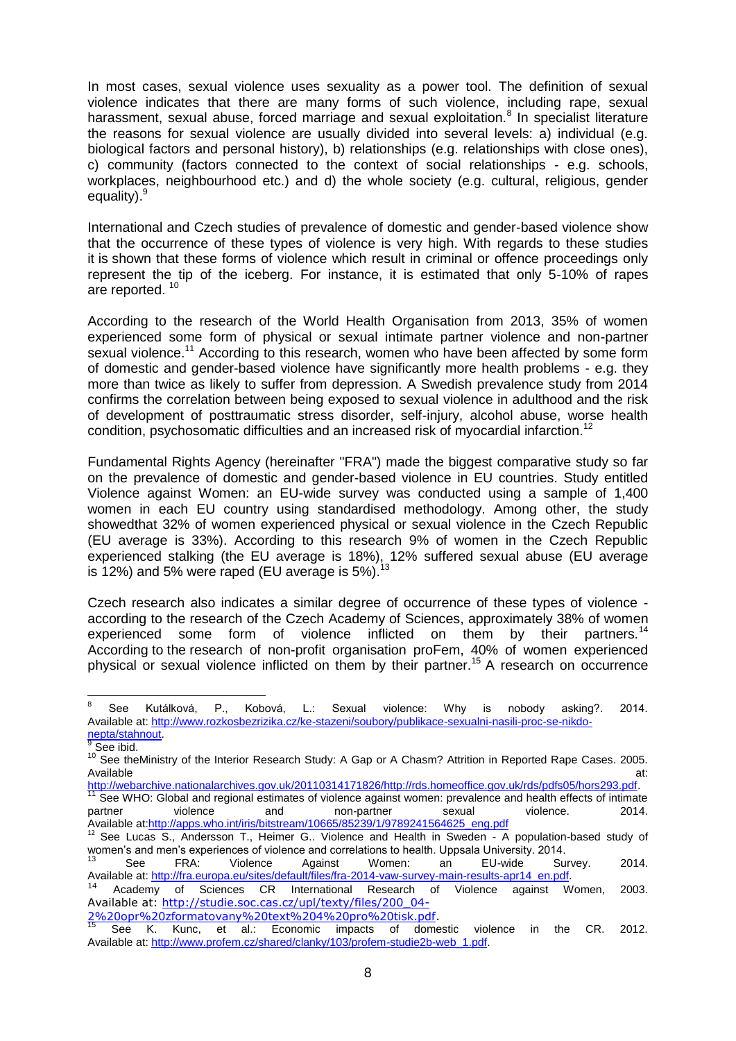In most cases, sexual violence uses sexuality as a power tool. The definition of sexual violence indicates that there are many forms of such violence, including rape, sexual harassment, sexual abuse, forced marriage and sexual exploitation.[8] In specialist literature the reasons for sexual violence are usually divided into several levels: a) individual (e.g. biological factors and personal history), b) relationships (e.g. relationships with close ones), c) community (factors connected to the context of social relationships - e.g. schools, workplaces, neighbourhood etc.) and d) the whole society (e.g. cultural, religious, gender equality).[9]

International and Czech studies of prevalence of domestic and gender-based violence show that the occurrence of these types of violence is very high. With regards to these studies it is shown that these forms of violence which result in criminal or offence proceedings only represent the tip of the iceberg. For instance, it is estimated that only 5-10% of rapes are reported. [10]

According to the research of the World Health Organisation from 2013, 35% of women experienced some form of physical or sexual intimate partner violence and non-partner sexual violence.[11] According to this research, women who have been affected by some form of domestic and gender-based violence have significantly more health problems - e.g. they more than twice as likely to suffer from depression. A Swedish prevalence study from 2014 confirms the correlation between being exposed to sexual violence in adulthood and the risk of development of posttraumatic stress disorder, self-injury, alcohol abuse, worse health condition, psychosomatic difficulties and an increased risk of myocardial infarction.[12]

Fundamental Rights Agency (hereinafter "FRA") made the biggest comparative study so far on the prevalence of domestic and gender-based violence in EU countries. Study entitled Violence against Women: an EU-wide survey was conducted using a sample of 1,400 women in each EU country using standardised methodology. Among other, the study showedthat 32% of women experienced physical or sexual violence in the Czech Republic (EU average is 33%). According to this research 9% of women in the Czech Republic experienced stalking (the EU average is 18%), 12% suffered sexual abuse (EU average is 12%) and 5% were raped (EU average is 5%).[13]

Czech research also indicates a similar degree of occurrence of these types of violence - according to the research of the Czech Academy of Sciences, approximately 38% of women experienced some form of violence inflicted on them by their partners.[14] According to the research of non-profit organisation proFem, 40% of women experienced physical or sexual violence inflicted on them by their partner.[15] A research on occurrence

---

[8] See Kutálková, P., Kobová, L.: Sexual violence: Why is nobody asking?. 2014. Available at: http://www.rozkosbezrizika.cz/ke-stazeni/soubory/publikace-sexualni-nasili-proc-se-nikdo-nepta/stahnout.

[9] See ibid.

[10] See theMinistry of the Interior Research Study: A Gap or A Chasm? Attrition in Reported Rape Cases. 2005. Available at: http://webarchive.nationalarchives.gov.uk/20110314171826/http://rds.homeoffice.gov.uk/rds/pdfs05/hors293.pdf.

[11] See WHO: Global and regional estimates of violence against women: prevalence and health effects of intimate partner violence and non-partner sexual violence. 2014. Available at:http://apps.who.int/iris/bitstream/10665/85239/1/9789241564625_eng.pdf

[12] See Lucas S., Andersson T., Heimer G.. Violence and Health in Sweden - A population-based study of women's and men's experiences of violence and correlations to health. Uppsala University. 2014.

[13] See FRA: Violence Against Women: an EU-wide Survey. 2014. Available at: http://fra.europa.eu/sites/default/files/fra-2014-vaw-survey-main-results-apr14_en.pdf.

[14] Academy of Sciences CR International Research of Violence against Women, 2003. Available at: http://studie.soc.cas.cz/upl/texty/files/200_04-2%20opr%20zformatovany%20text%204%20pro%20tisk.pdf.

[15] See K. Kunc, et al.: Economic impacts of domestic violence in the CR. 2012. Available at: http://www.profem.cz/shared/clanky/103/profem-studie2b-web_1.pdf.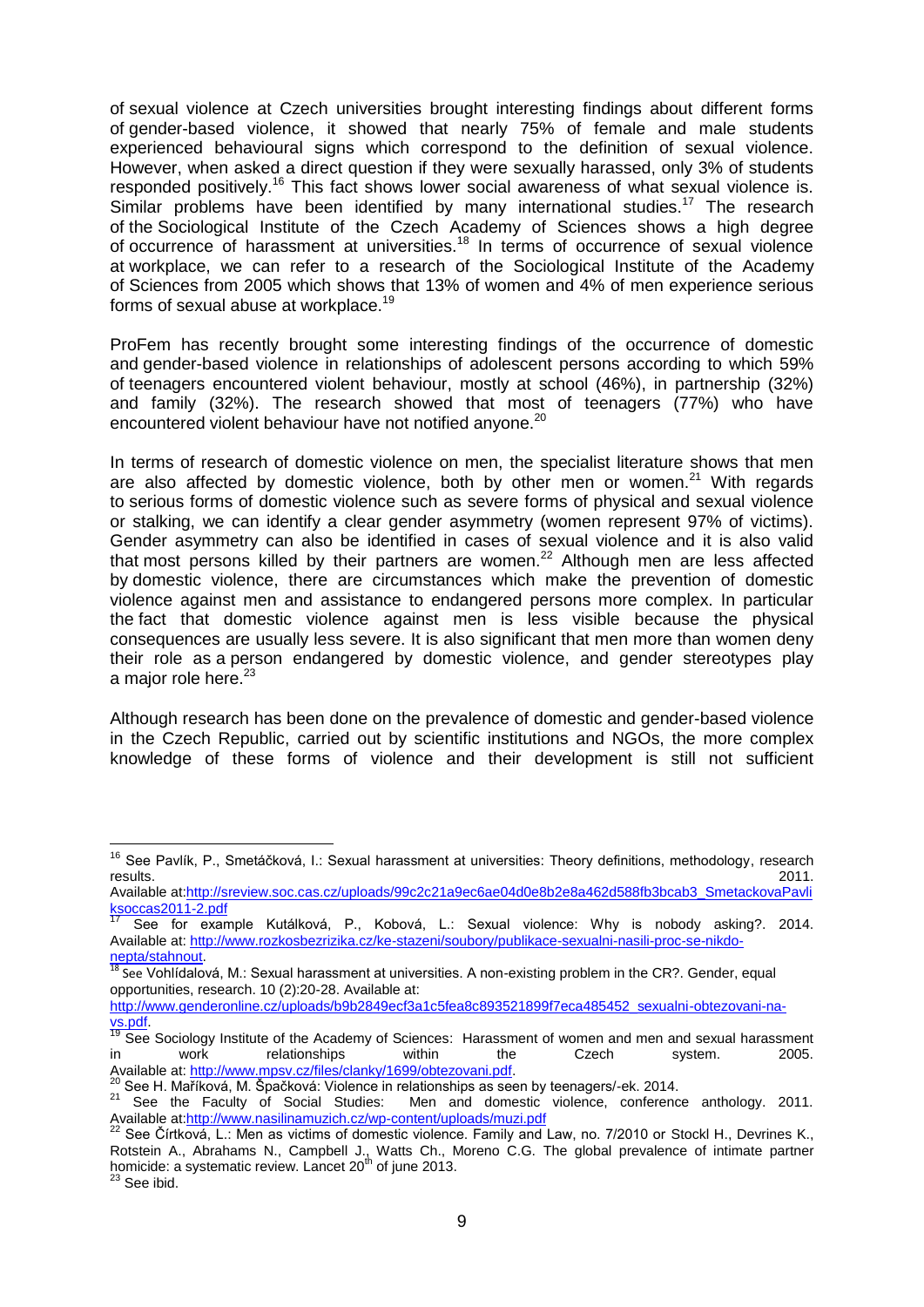of sexual violence at Czech universities brought interesting findings about different forms of gender-based violence, it showed that nearly 75% of female and male students experienced behavioural signs which correspond to the definition of sexual violence. However, when asked a direct question if they were sexually harassed, only 3% of students responded positively.[16] This fact shows lower social awareness of what sexual violence is. Similar problems have been identified by many international studies.[17] The research of the Sociological Institute of the Czech Academy of Sciences shows a high degree of occurrence of harassment at universities.[18] In terms of occurrence of sexual violence at workplace, we can refer to a research of the Sociological Institute of the Academy of Sciences from 2005 which shows that 13% of women and 4% of men experience serious forms of sexual abuse at workplace.[19]

ProFem has recently brought some interesting findings of the occurrence of domestic and gender-based violence in relationships of adolescent persons according to which 59% of teenagers encountered violent behaviour, mostly at school (46%), in partnership (32%) and family (32%). The research showed that most of teenagers (77%) who have encountered violent behaviour have not notified anyone.[20]

In terms of research of domestic violence on men, the specialist literature shows that men are also affected by domestic violence, both by other men or women.[21] With regards to serious forms of domestic violence such as severe forms of physical and sexual violence or stalking, we can identify a clear gender asymmetry (women represent 97% of victims). Gender asymmetry can also be identified in cases of sexual violence and it is also valid that most persons killed by their partners are women.[22] Although men are less affected by domestic violence, there are circumstances which make the prevention of domestic violence against men and assistance to endangered persons more complex. In particular the fact that domestic violence against men is less visible because the physical consequences are usually less severe. It is also significant that men more than women deny their role as a person endangered by domestic violence, and gender stereotypes play a major role here.[23]

Although research has been done on the prevalence of domestic and gender-based violence in the Czech Republic, carried out by scientific institutions and NGOs, the more complex knowledge of these forms of violence and their development is still not sufficient

---

[16] See Pavlík, P., Smetáčková, I.: Sexual harassment at universities: Theory definitions, methodology, research results. 2011. Available at:http://sreview.soc.cas.cz/uploads/99c2c21a9ec6ae04d0e8b2e8a462d588fb3bcab3_SmetackovaPavliksoccas2011-2.pdf

[17] See for example Kutálková, P., Kobová, L.: Sexual violence: Why is nobody asking?. 2014. Available at: http://www.rozkosbezrizika.cz/ke-stazeni/soubory/publikace-sexualni-nasili-proc-se-nikdo-nepta/stahnout.

[18] See Vohlídalová, M.: Sexual harassment at universities. A non-existing problem in the CR?. Gender, equal opportunities, research. 10 (2):20-28. Available at: http://www.genderonline.cz/uploads/b9b2849ecf3a1c5fea8c893521899f7eca485452_sexualni-obtezovani-na-vs.pdf.

[19] See Sociology Institute of the Academy of Sciences: Harassment of women and men and sexual harassment in work relationships within the Czech system. 2005. Available at: http://www.mpsv.cz/files/clanky/1699/obtezovani.pdf.

[20] See H. Maříková, M. Špačková: Violence in relationships as seen by teenagers/-ek. 2014.

[21] See the Faculty of Social Studies: Men and domestic violence, conference anthology. 2011. Available at:http://www.nasilinamuzich.cz/wp-content/uploads/muzi.pdf

[22] See Čírtková, L.: Men as victims of domestic violence. Family and Law, no. 7/2010 or Stockl H., Devrines K., Rotstein A., Abrahams N., Campbell J., Watts Ch., Moreno C.G. The global prevalence of intimate partner homicide: a systematic review. Lancet 20th of june 2013.

[23] See ibid.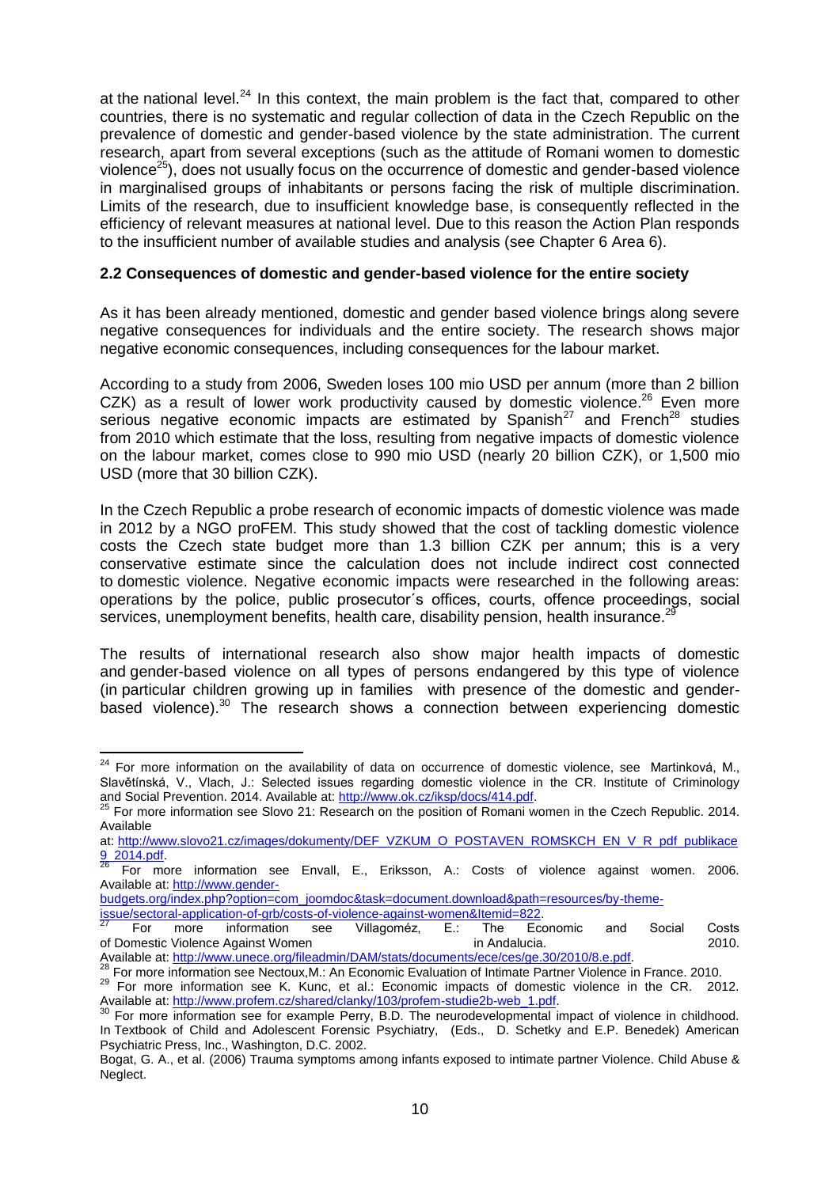at the national level.[24] In this context, the main problem is the fact that, compared to other countries, there is no systematic and regular collection of data in the Czech Republic on the prevalence of domestic and gender-based violence by the state administration. The current research, apart from several exceptions (such as the attitude of Romani women to domestic violence[25]), does not usually focus on the occurrence of domestic and gender-based violence in marginalised groups of inhabitants or persons facing the risk of multiple discrimination. Limits of the research, due to insufficient knowledge base, is consequently reflected in the efficiency of relevant measures at national level. Due to this reason the Action Plan responds to the insufficient number of available studies and analysis (see Chapter 6 Area 6).

### 2.2 Consequences of domestic and gender-based violence for the entire society

As it has been already mentioned, domestic and gender based violence brings along severe negative consequences for individuals and the entire society. The research shows major negative economic consequences, including consequences for the labour market.

According to a study from 2006, Sweden loses 100 mio USD per annum (more than 2 billion CZK) as a result of lower work productivity caused by domestic violence.[26] Even more serious negative economic impacts are estimated by Spanish[27] and French[28] studies from 2010 which estimate that the loss, resulting from negative impacts of domestic violence on the labour market, comes close to 990 mio USD (nearly 20 billion CZK), or 1,500 mio USD (more that 30 billion CZK).

In the Czech Republic a probe research of economic impacts of domestic violence was made in 2012 by a NGO proFEM. This study showed that the cost of tackling domestic violence costs the Czech state budget more than 1.3 billion CZK per annum; this is a very conservative estimate since the calculation does not include indirect cost connected to domestic violence. Negative economic impacts were researched in the following areas: operations by the police, public prosecutor´s offices, courts, offence proceedings, social services, unemployment benefits, health care, disability pension, health insurance.[29]

The results of international research also show major health impacts of domestic and gender-based violence on all types of persons endangered by this type of violence (in particular children growing up in families with presence of the domestic and gender-based violence).[30] The research shows a connection between experiencing domestic

---

[24] For more information on the availability of data on occurrence of domestic violence, see Martinková, M., Slavětínská, V., Vlach, J.: Selected issues regarding domestic violence in the CR. Institute of Criminology and Social Prevention. 2014. Available at: http://www.ok.cz/iksp/docs/414.pdf.

[25] For more information see Slovo 21: Research on the position of Romani women in the Czech Republic. 2014. Available at: http://www.slovo21.cz/images/dokumenty/DEF_VZKUM_O_POSTAVEN_ROMSKCH_EN_V_R_pdf_publikace_9_2014.pdf.

[26] For more information see Envall, E., Eriksson, A.: Costs of violence against women. 2006. Available at: http://www.gender-budgets.org/index.php?option=com_joomdoc&task=document.download&path=resources/by-theme-issue/sectoral-application-of-grb/costs-of-violence-against-women&Itemid=822.

[27] For more information see Villagoméz, E.: The Economic and Social Costs of Domestic Violence Against Women in Andalucia. 2010. Available at: http://www.unece.org/fileadmin/DAM/stats/documents/ece/ces/ge.30/2010/8.e.pdf.

[28] For more information see Nectoux,M.: An Economic Evaluation of Intimate Partner Violence in France. 2010.

[29] For more information see K. Kunc, et al.: Economic impacts of domestic violence in the CR. 2012. Available at: http://www.profem.cz/shared/clanky/103/profem-studie2b-web_1.pdf.

[30] For more information see for example Perry, B.D. The neurodevelopmental impact of violence in childhood. In Textbook of Child and Adolescent Forensic Psychiatry, (Eds., D. Schetky and E.P. Benedek) American Psychiatric Press, Inc., Washington, D.C. 2002.

Bogat, G. A., et al. (2006) Trauma symptoms among infants exposed to intimate partner Violence. Child Abuse & Neglect.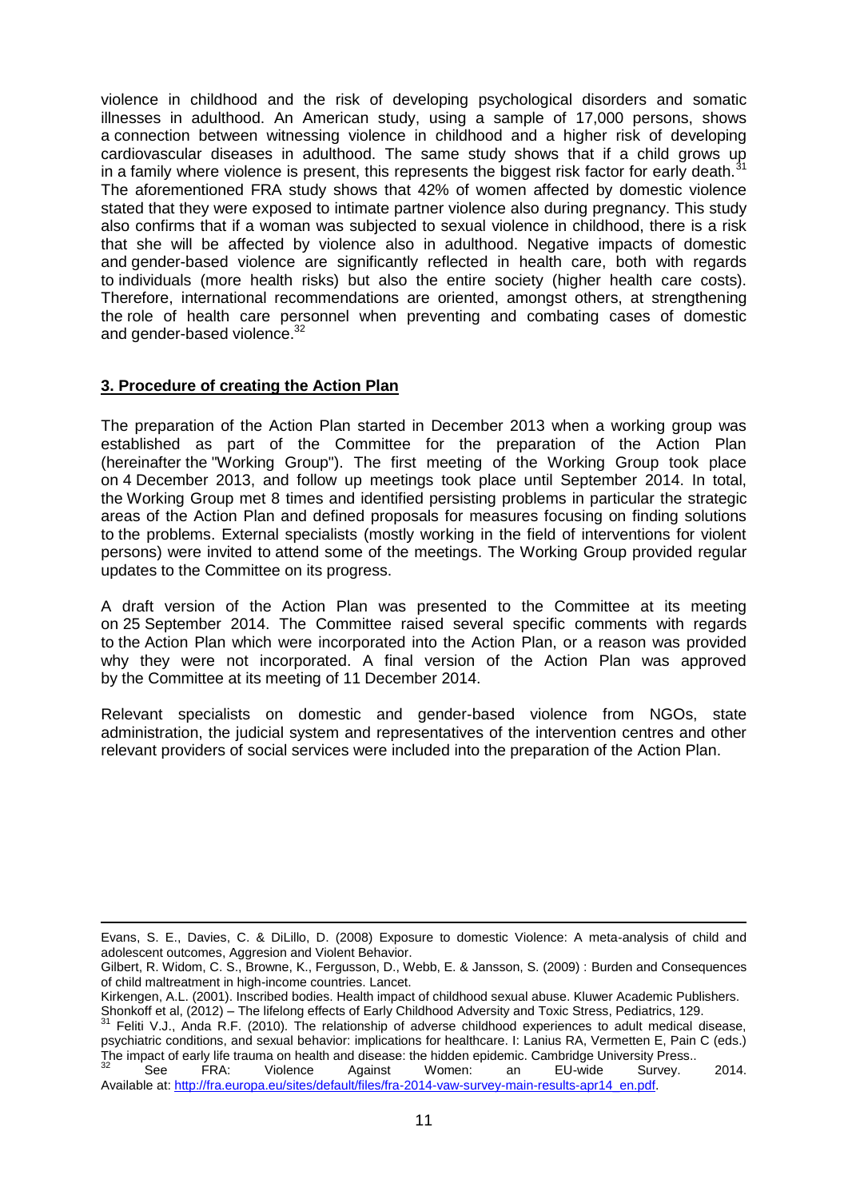violence in childhood and the risk of developing psychological disorders and somatic illnesses in adulthood. An American study, using a sample of 17,000 persons, shows a connection between witnessing violence in childhood and a higher risk of developing cardiovascular diseases in adulthood. The same study shows that if a child grows up in a family where violence is present, this represents the biggest risk factor for early death.[31] The aforementioned FRA study shows that 42% of women affected by domestic violence stated that they were exposed to intimate partner violence also during pregnancy. This study also confirms that if a woman was subjected to sexual violence in childhood, there is a risk that she will be affected by violence also in adulthood. Negative impacts of domestic and gender-based violence are significantly reflected in health care, both with regards to individuals (more health risks) but also the entire society (higher health care costs). Therefore, international recommendations are oriented, amongst others, at strengthening the role of health care personnel when preventing and combating cases of domestic and gender-based violence.[32]

## 3. Procedure of creating the Action Plan

The preparation of the Action Plan started in December 2013 when a working group was established as part of the Committee for the preparation of the Action Plan (hereinafter the "Working Group"). The first meeting of the Working Group took place on 4 December 2013, and follow up meetings took place until September 2014. In total, the Working Group met 8 times and identified persisting problems in particular the strategic areas of the Action Plan and defined proposals for measures focusing on finding solutions to the problems. External specialists (mostly working in the field of interventions for violent persons) were invited to attend some of the meetings. The Working Group provided regular updates to the Committee on its progress.

A draft version of the Action Plan was presented to the Committee at its meeting on 25 September 2014. The Committee raised several specific comments with regards to the Action Plan which were incorporated into the Action Plan, or a reason was provided why they were not incorporated. A final version of the Action Plan was approved by the Committee at its meeting of 11 December 2014.

Relevant specialists on domestic and gender-based violence from NGOs, state administration, the judicial system and representatives of the intervention centres and other relevant providers of social services were included into the preparation of the Action Plan.

---

Evans, S. E., Davies, C. & DiLillo, D. (2008) Exposure to domestic Violence: A meta-analysis of child and adolescent outcomes, Aggresion and Violent Behavior.

Gilbert, R. Widom, C. S., Browne, K., Fergusson, D., Webb, E. & Jansson, S. (2009) : Burden and Consequences of child maltreatment in high-income countries. Lancet.

Kirkengen, A.L. (2001). Inscribed bodies. Health impact of childhood sexual abuse. Kluwer Academic Publishers.

Shonkoff et al, (2012) – The lifelong effects of Early Childhood Adversity and Toxic Stress, Pediatrics, 129.

[31] Feliti V.J., Anda R.F. (2010). The relationship of adverse childhood experiences to adult medical disease, psychiatric conditions, and sexual behavior: implications for healthcare. I: Lanius RA, Vermetten E, Pain C (eds.) The impact of early life trauma on health and disease: the hidden epidemic. Cambridge University Press..

[32] See FRA: Violence Against Women: an EU-wide Survey. 2014. Available at: http://fra.europa.eu/sites/default/files/fra-2014-vaw-survey-main-results-apr14_en.pdf.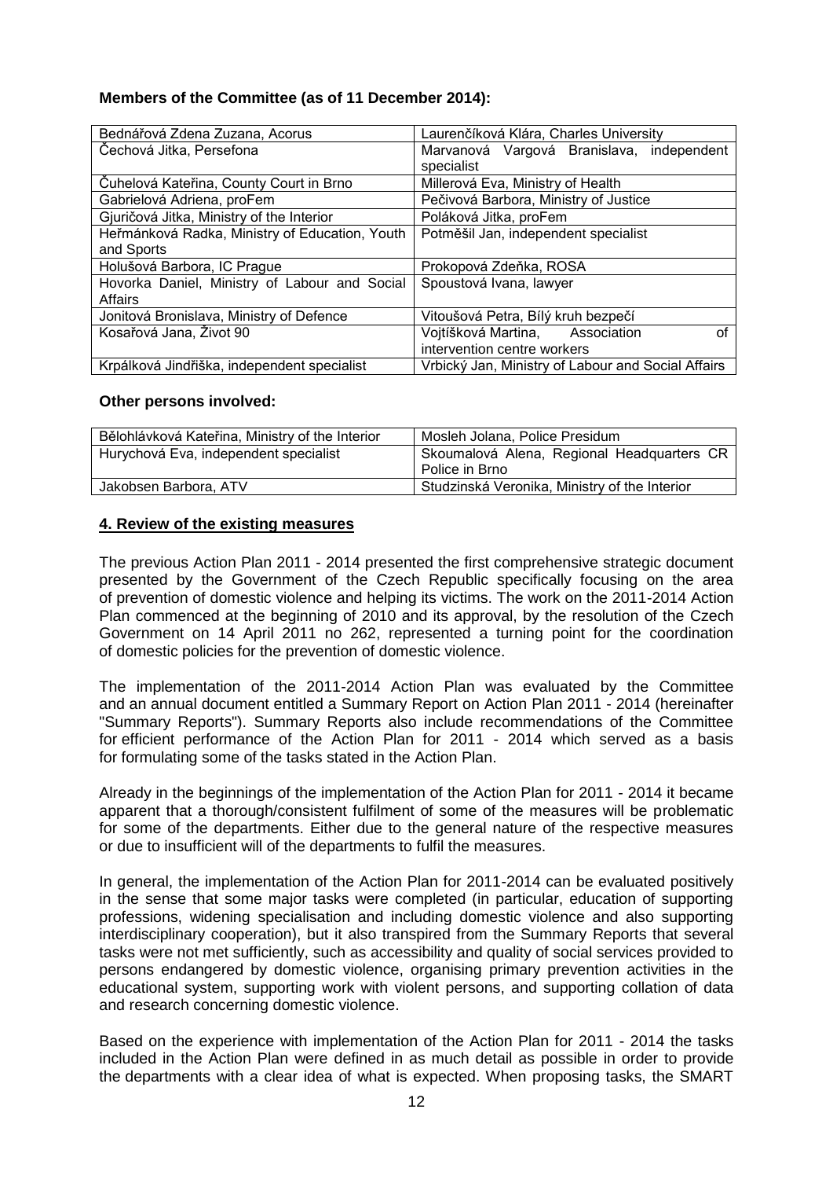**Members of the Committee (as of 11 December 2014):**

| | |
|---|---|
| Bednářová Zdena Zuzana, Acorus | Laurenčíková Klára, Charles University |
| Čechová Jitka, Persefona | Marvanová Vargová Branislava, independent specialist |
| Čuhelová Kateřina, County Court in Brno | Millerová Eva, Ministry of Health |
| Gabrielová Adriena, proFem | Pečivová Barbora, Ministry of Justice |
| Gjuričová Jitka, Ministry of the Interior | Poláková Jitka, proFem |
| Heřmánková Radka, Ministry of Education, Youth and Sports | Potměšil Jan, independent specialist |
| Holušová Barbora, IC Prague | Prokopová Zdeňka, ROSA |
| Hovorka Daniel, Ministry of Labour and Social Affairs | Spoustová Ivana, lawyer |
| Jonitová Bronislava, Ministry of Defence | Vitoušová Petra, Bílý kruh bezpečí |
| Kosařová Jana, Život 90 | Vojtíšková Martina, Association of intervention centre workers |
| Krpálková Jindřiška, independent specialist | Vrbický Jan, Ministry of Labour and Social Affairs |

**Other persons involved:**

| | |
|---|---|
| Bělohlávková Kateřina, Ministry of the Interior | Mosleh Jolana, Police Presidum |
| Hurychová Eva, independent specialist | Skoumalová Alena, Regional Headquarters CR Police in Brno |
| Jakobsen Barbora, ATV | Studzinská Veronika, Ministry of the Interior |

## 4. Review of the existing measures

The previous Action Plan 2011 - 2014 presented the first comprehensive strategic document presented by the Government of the Czech Republic specifically focusing on the area of prevention of domestic violence and helping its victims. The work on the 2011-2014 Action Plan commenced at the beginning of 2010 and its approval, by the resolution of the Czech Government on 14 April 2011 no 262, represented a turning point for the coordination of domestic policies for the prevention of domestic violence.

The implementation of the 2011-2014 Action Plan was evaluated by the Committee and an annual document entitled a Summary Report on Action Plan 2011 - 2014 (hereinafter "Summary Reports"). Summary Reports also include recommendations of the Committee for efficient performance of the Action Plan for 2011 - 2014 which served as a basis for formulating some of the tasks stated in the Action Plan.

Already in the beginnings of the implementation of the Action Plan for 2011 - 2014 it became apparent that a thorough/consistent fulfilment of some of the measures will be problematic for some of the departments. Either due to the general nature of the respective measures or due to insufficient will of the departments to fulfil the measures.

In general, the implementation of the Action Plan for 2011-2014 can be evaluated positively in the sense that some major tasks were completed (in particular, education of supporting professions, widening specialisation and including domestic violence and also supporting interdisciplinary cooperation), but it also transpired from the Summary Reports that several tasks were not met sufficiently, such as accessibility and quality of social services provided to persons endangered by domestic violence, organising primary prevention activities in the educational system, supporting work with violent persons, and supporting collation of data and research concerning domestic violence.

Based on the experience with implementation of the Action Plan for 2011 - 2014 the tasks included in the Action Plan were defined in as much detail as possible in order to provide the departments with a clear idea of what is expected. When proposing tasks, the SMART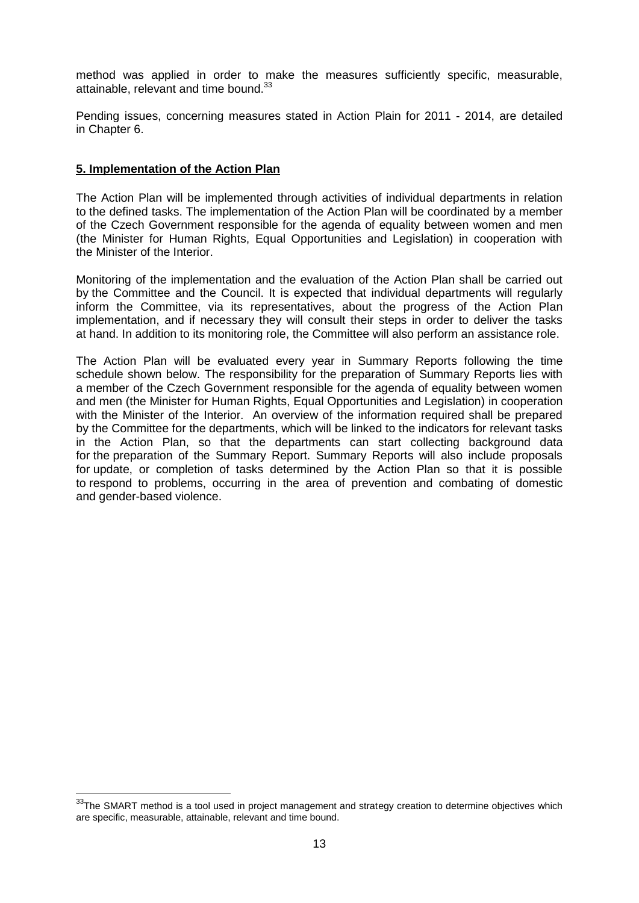method was applied in order to make the measures sufficiently specific, measurable, attainable, relevant and time bound.[33]

Pending issues, concerning measures stated in Action Plain for 2011 - 2014, are detailed in Chapter 6.

## **5. Implementation of the Action Plan**

The Action Plan will be implemented through activities of individual departments in relation to the defined tasks. The implementation of the Action Plan will be coordinated by a member of the Czech Government responsible for the agenda of equality between women and men (the Minister for Human Rights, Equal Opportunities and Legislation) in cooperation with the Minister of the Interior.

Monitoring of the implementation and the evaluation of the Action Plan shall be carried out by the Committee and the Council. It is expected that individual departments will regularly inform the Committee, via its representatives, about the progress of the Action Plan implementation, and if necessary they will consult their steps in order to deliver the tasks at hand. In addition to its monitoring role, the Committee will also perform an assistance role.

The Action Plan will be evaluated every year in Summary Reports following the time schedule shown below. The responsibility for the preparation of Summary Reports lies with a member of the Czech Government responsible for the agenda of equality between women and men (the Minister for Human Rights, Equal Opportunities and Legislation) in cooperation with the Minister of the Interior. An overview of the information required shall be prepared by the Committee for the departments, which will be linked to the indicators for relevant tasks in the Action Plan, so that the departments can start collecting background data for the preparation of the Summary Report. Summary Reports will also include proposals for update, or completion of tasks determined by the Action Plan so that it is possible to respond to problems, occurring in the area of prevention and combating of domestic and gender-based violence.

[33] The SMART method is a tool used in project management and strategy creation to determine objectives which are specific, measurable, attainable, relevant and time bound.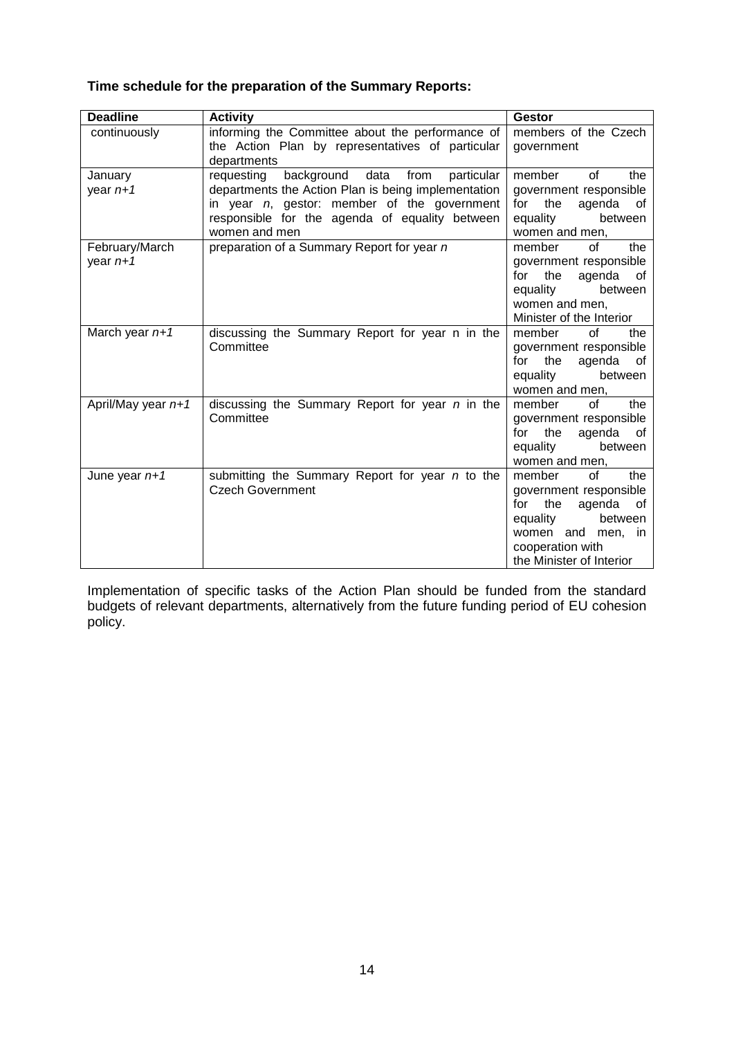**Time schedule for the preparation of the Summary Reports:**

| Deadline | Activity | Gestor |
|---|---|---|
| continuously | informing the Committee about the performance of the Action Plan by representatives of particular departments | members of the Czech government |
| January year *n+1* | requesting background data from particular departments the Action Plan is being implementation in year *n*, gestor: member of the government responsible for the agenda of equality between women and men | member of the government responsible for the agenda of equality between women and men, |
| February/March year *n+1* | preparation of a Summary Report for year *n* | member of the government responsible for the agenda of equality between women and men, Minister of the Interior |
| March year *n+1* | discussing the Summary Report for year n in the Committee | member of the government responsible for the agenda of equality between women and men, |
| April/May year *n+1* | discussing the Summary Report for year *n* in the Committee | member of the government responsible for the agenda of equality between women and men, |
| June year *n+1* | submitting the Summary Report for year *n* to the Czech Government | member of the government responsible for the agenda of equality between women and men, in cooperation with the Minister of Interior |

Implementation of specific tasks of the Action Plan should be funded from the standard budgets of relevant departments, alternatively from the future funding period of EU cohesion policy.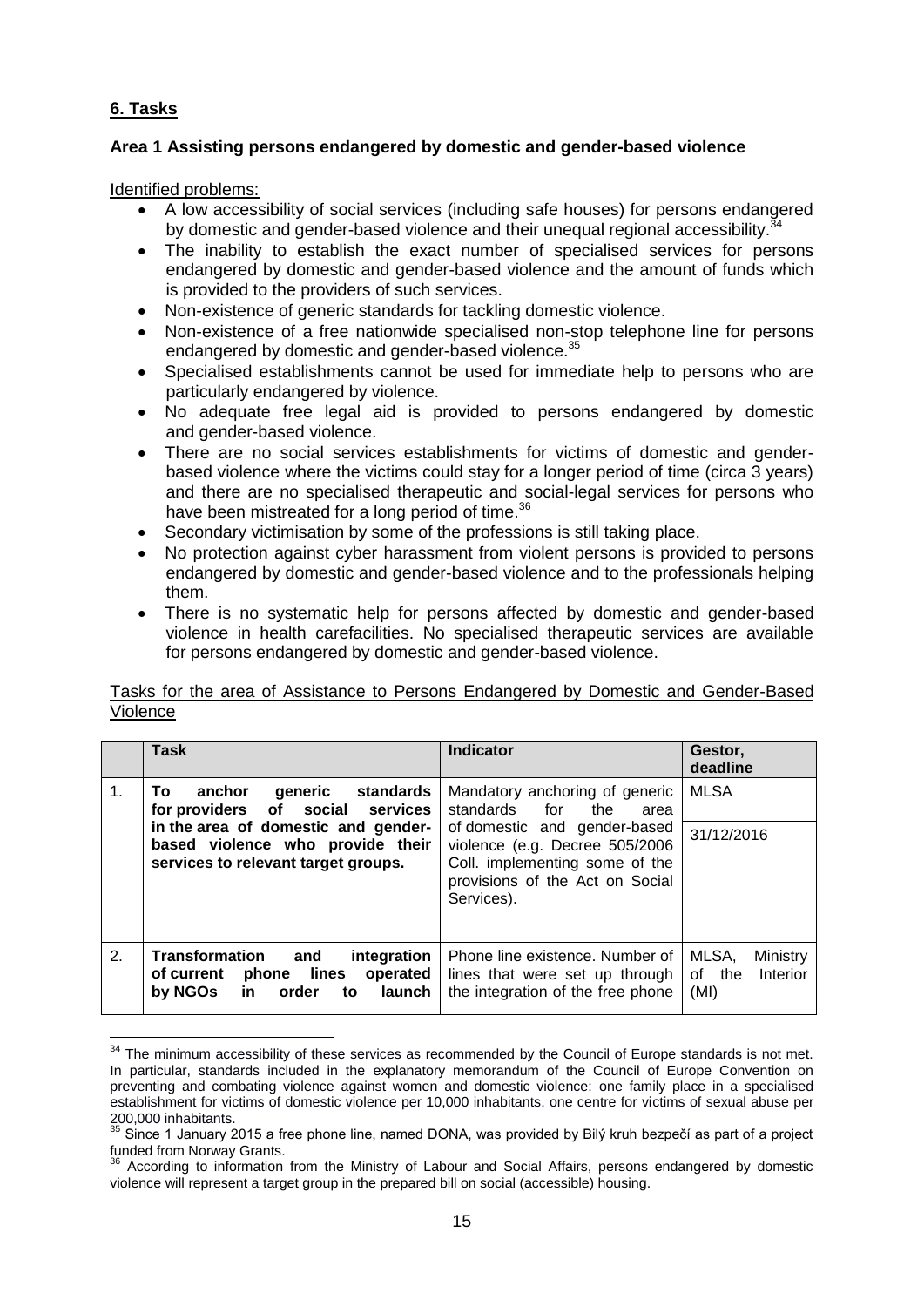## 6. Tasks

### Area 1 Assisting persons endangered by domestic and gender-based violence

Identified problems:

- A low accessibility of social services (including safe houses) for persons endangered by domestic and gender-based violence and their unequal regional accessibility.[34]
- The inability to establish the exact number of specialised services for persons endangered by domestic and gender-based violence and the amount of funds which is provided to the providers of such services.
- Non-existence of generic standards for tackling domestic violence.
- Non-existence of a free nationwide specialised non-stop telephone line for persons endangered by domestic and gender-based violence.[35]
- Specialised establishments cannot be used for immediate help to persons who are particularly endangered by violence.
- No adequate free legal aid is provided to persons endangered by domestic and gender-based violence.
- There are no social services establishments for victims of domestic and gender-based violence where the victims could stay for a longer period of time (circa 3 years) and there are no specialised therapeutic and social-legal services for persons who have been mistreated for a long period of time.[36]
- Secondary victimisation by some of the professions is still taking place.
- No protection against cyber harassment from violent persons is provided to persons endangered by domestic and gender-based violence and to the professionals helping them.
- There is no systematic help for persons affected by domestic and gender-based violence in health carefacilities. No specialised therapeutic services are available for persons endangered by domestic and gender-based violence.

Tasks for the area of Assistance to Persons Endangered by Domestic and Gender-Based Violence

| | Task | Indicator | Gestor, deadline |
|---|---|---|---|
| 1. | **To anchor generic standards for providers of social services in the area of domestic and gender-based violence who provide their services to relevant target groups.** | Mandatory anchoring of generic standards for the area of domestic and gender-based violence (e.g. Decree 505/2006 Coll. implementing some of the provisions of the Act on Social Services). | MLSA<br>31/12/2016 |
| 2. | **Transformation and integration of current phone lines operated by NGOs in order to launch** | Phone line existence. Number of lines that were set up through the integration of the free phone | MLSA, Ministry of the Interior (MI) |

[34] The minimum accessibility of these services as recommended by the Council of Europe standards is not met. In particular, standards included in the explanatory memorandum of the Council of Europe Convention on preventing and combating violence against women and domestic violence: one family place in a specialised establishment for victims of domestic violence per 10,000 inhabitants, one centre for victims of sexual abuse per 200,000 inhabitants.

[35] Since 1 January 2015 a free phone line, named DONA, was provided by Bílý kruh bezpečí as part of a project funded from Norway Grants.

[36] According to information from the Ministry of Labour and Social Affairs, persons endangered by domestic violence will represent a target group in the prepared bill on social (accessible) housing.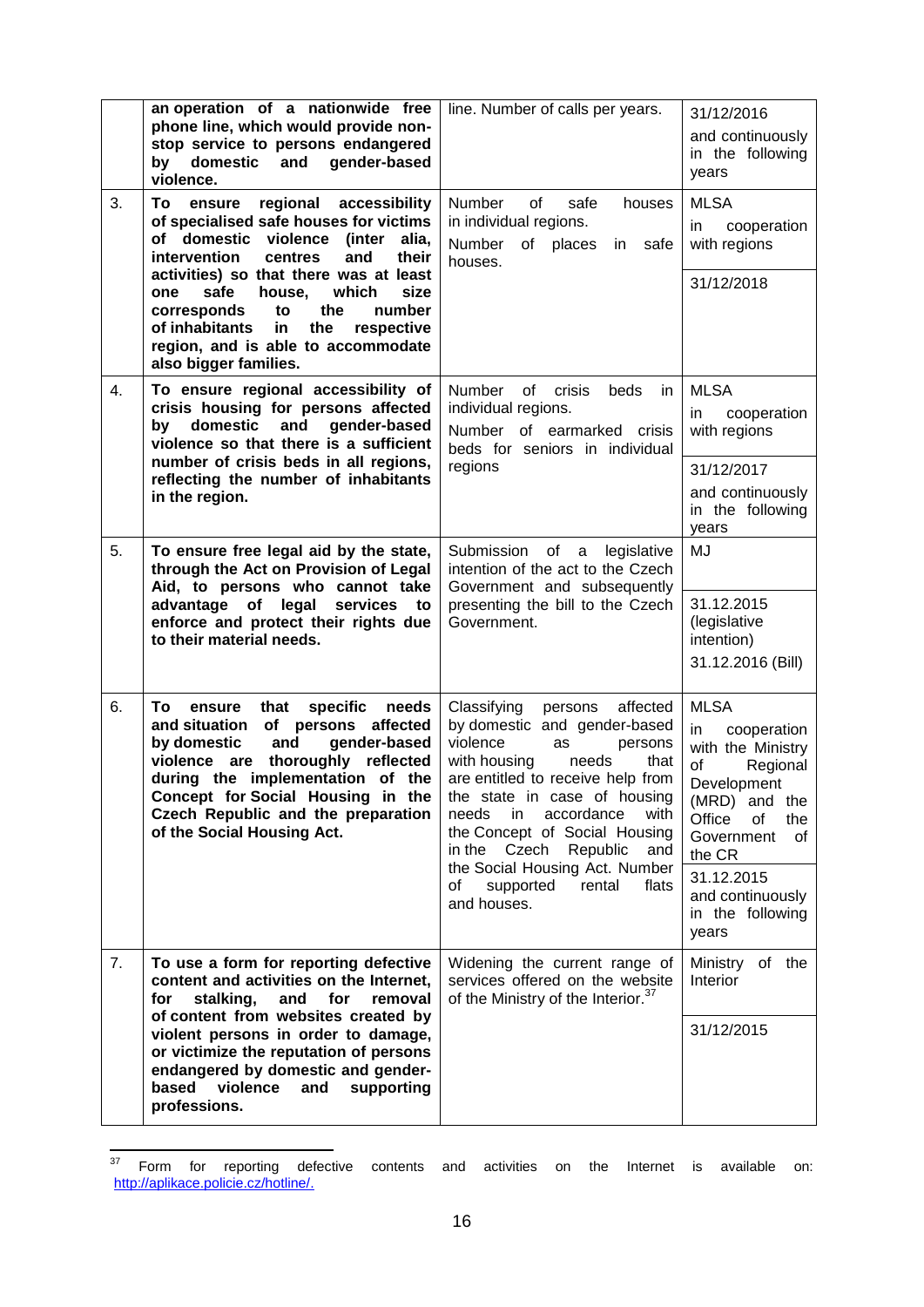| | | | |
|---|---|---|---|
| | **an operation of a nationwide free phone line, which would provide non-stop service to persons endangered by domestic and gender-based violence.** | line. Number of calls per years. | 31/12/2016<br>and continuously in the following years |
| 3. | **To ensure regional accessibility of specialised safe houses for victims of domestic violence (inter alia, intervention centres and their activities) so that there was at least one safe house, which size corresponds to the number of inhabitants in the respective region, and is able to accommodate also bigger families.** | Number of safe houses in individual regions.<br>Number of places in safe houses. | MLSA<br>in cooperation with regions<br><br>31/12/2018 |
| 4. | **To ensure regional accessibility of crisis housing for persons affected by domestic and gender-based violence so that there is a sufficient number of crisis beds in all regions, reflecting the number of inhabitants in the region.** | Number of crisis beds in individual regions.<br>Number of earmarked crisis beds for seniors in individual regions | MLSA<br>in cooperation with regions<br><br>31/12/2017<br>and continuously in the following years |
| 5. | **To ensure free legal aid by the state, through the Act on Provision of Legal Aid, to persons who cannot take advantage of legal services to enforce and protect their rights due to their material needs.** | Submission of a legislative intention of the act to the Czech Government and subsequently presenting the bill to the Czech Government. | MJ<br><br>31.12.2015 (legislative intention)<br>31.12.2016 (Bill) |
| 6. | **To ensure that specific needs and situation of persons affected by domestic and gender-based violence are thoroughly reflected during the implementation of the Concept for Social Housing in the Czech Republic and the preparation of the Social Housing Act.** | Classifying persons affected by domestic and gender-based violence as persons with housing needs that are entitled to receive help from the state in case of housing needs in accordance with the Concept of Social Housing in the Czech Republic and the Social Housing Act. Number of supported rental flats and houses. | MLSA<br>in cooperation with the Ministry of Regional Development (MRD) and the Office of the Government of the CR<br><br>31.12.2015<br>and continuously in the following years |
| 7. | **To use a form for reporting defective content and activities on the Internet, for stalking, and for removal of content from websites created by violent persons in order to damage, or victimize the reputation of persons endangered by domestic and gender-based violence and supporting professions.** | Widening the current range of services offered on the website of the Ministry of the Interior.[37] | Ministry of the Interior<br><br>31/12/2015 |

[37] Form for reporting defective contents and activities on the Internet is available on: http://aplikace.policie.cz/hotline/.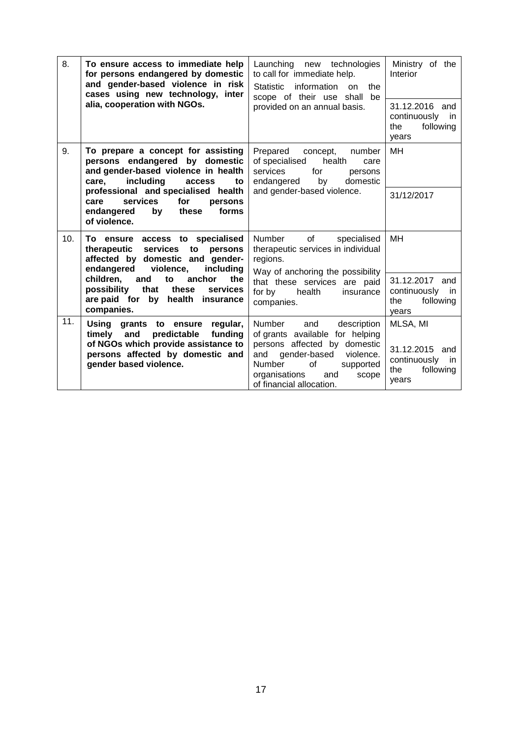| | | | |
|---|---|---|---|
| 8. | **To ensure access to immediate help for persons endangered by domestic and gender-based violence in risk cases using new technology, inter alia, cooperation with NGOs.** | Launching new technologies to call for immediate help. Statistic information on the scope of their use shall be provided on an annual basis. | Ministry of the Interior<br><br>31.12.2016 and continuously in the following years |
| 9. | **To prepare a concept for assisting persons endangered by domestic and gender-based violence in health care, including access to professional and specialised health care services for persons endangered by these forms of violence.** | Prepared concept, number of specialised health care services for persons endangered by domestic and gender-based violence. | MH<br><br>31/12/2017 |
| 10. | **To ensure access to specialised therapeutic services to persons affected by domestic and gender-endangered violence, including children, and to anchor the possibility that these services are paid for by health insurance companies.** | Number of specialised therapeutic services in individual regions. Way of anchoring the possibility that these services are paid for by health insurance companies. | MH<br><br>31.12.2017 and continuously in the following years |
| 11. | **Using grants to ensure regular, timely and predictable funding of NGOs which provide assistance to persons affected by domestic and gender based violence.** | Number and description of grants available for helping persons affected by domestic and gender-based violence. Number of supported organisations and scope of financial allocation. | MLSA, MI<br><br>31.12.2015 and continuously in the following years |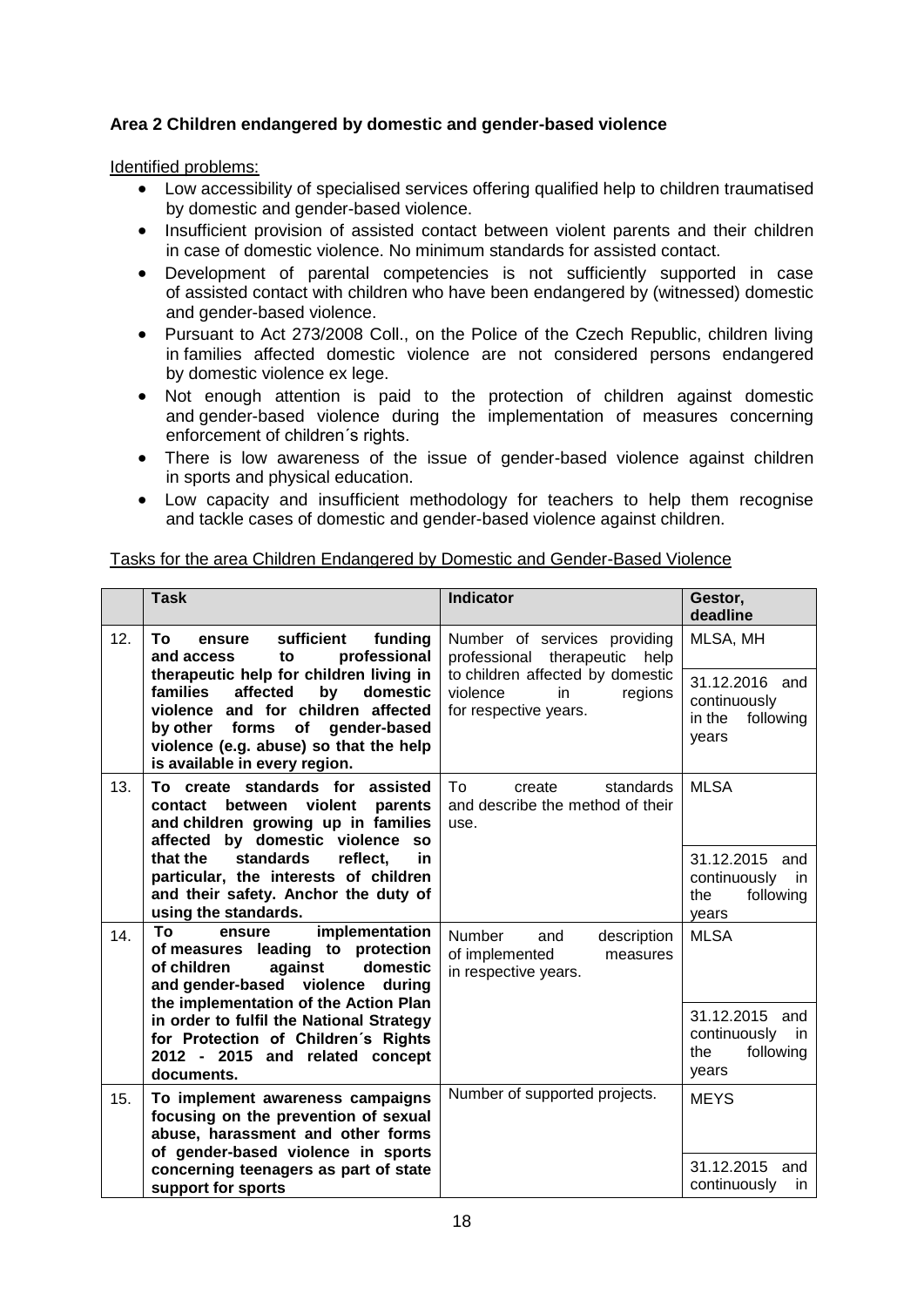**Area 2 Children endangered by domestic and gender-based violence**

Identified problems:

- Low accessibility of specialised services offering qualified help to children traumatised by domestic and gender-based violence.
- Insufficient provision of assisted contact between violent parents and their children in case of domestic violence. No minimum standards for assisted contact.
- Development of parental competencies is not sufficiently supported in case of assisted contact with children who have been endangered by (witnessed) domestic and gender-based violence.
- Pursuant to Act 273/2008 Coll., on the Police of the Czech Republic, children living in families affected domestic violence are not considered persons endangered by domestic violence ex lege.
- Not enough attention is paid to the protection of children against domestic and gender-based violence during the implementation of measures concerning enforcement of children´s rights.
- There is low awareness of the issue of gender-based violence against children in sports and physical education.
- Low capacity and insufficient methodology for teachers to help them recognise and tackle cases of domestic and gender-based violence against children.

Tasks for the area Children Endangered by Domestic and Gender-Based Violence

| | Task | Indicator | Gestor, deadline |
|---|---|---|---|
| 12. | **To ensure sufficient funding and access to professional therapeutic help for children living in families affected by domestic violence and for children affected by other forms of gender-based violence (e.g. abuse) so that the help is available in every region.** | Number of services providing professional therapeutic help to children affected by domestic violence in regions for respective years. | MLSA, MH |
| | | | 31.12.2016 and continuously in the following years |
| 13. | **To create standards for assisted contact between violent parents and children growing up in families affected by domestic violence so that the standards reflect, in particular, the interests of children and their safety. Anchor the duty of using the standards.** | To create standards and describe the method of their use. | MLSA |
| | | | 31.12.2015 and continuously in the following years |
| 14. | **To ensure implementation of measures leading to protection of children against domestic and gender-based violence during the implementation of the Action Plan in order to fulfil the National Strategy for Protection of Children´s Rights 2012 - 2015 and related concept documents.** | Number and description of implemented measures in respective years. | MLSA |
| | | | 31.12.2015 and continuously in the following years |
| 15. | **To implement awareness campaigns focusing on the prevention of sexual abuse, harassment and other forms of gender-based violence in sports concerning teenagers as part of state support for sports** | Number of supported projects. | MEYS |
| | | | 31.12.2015 and continuously in |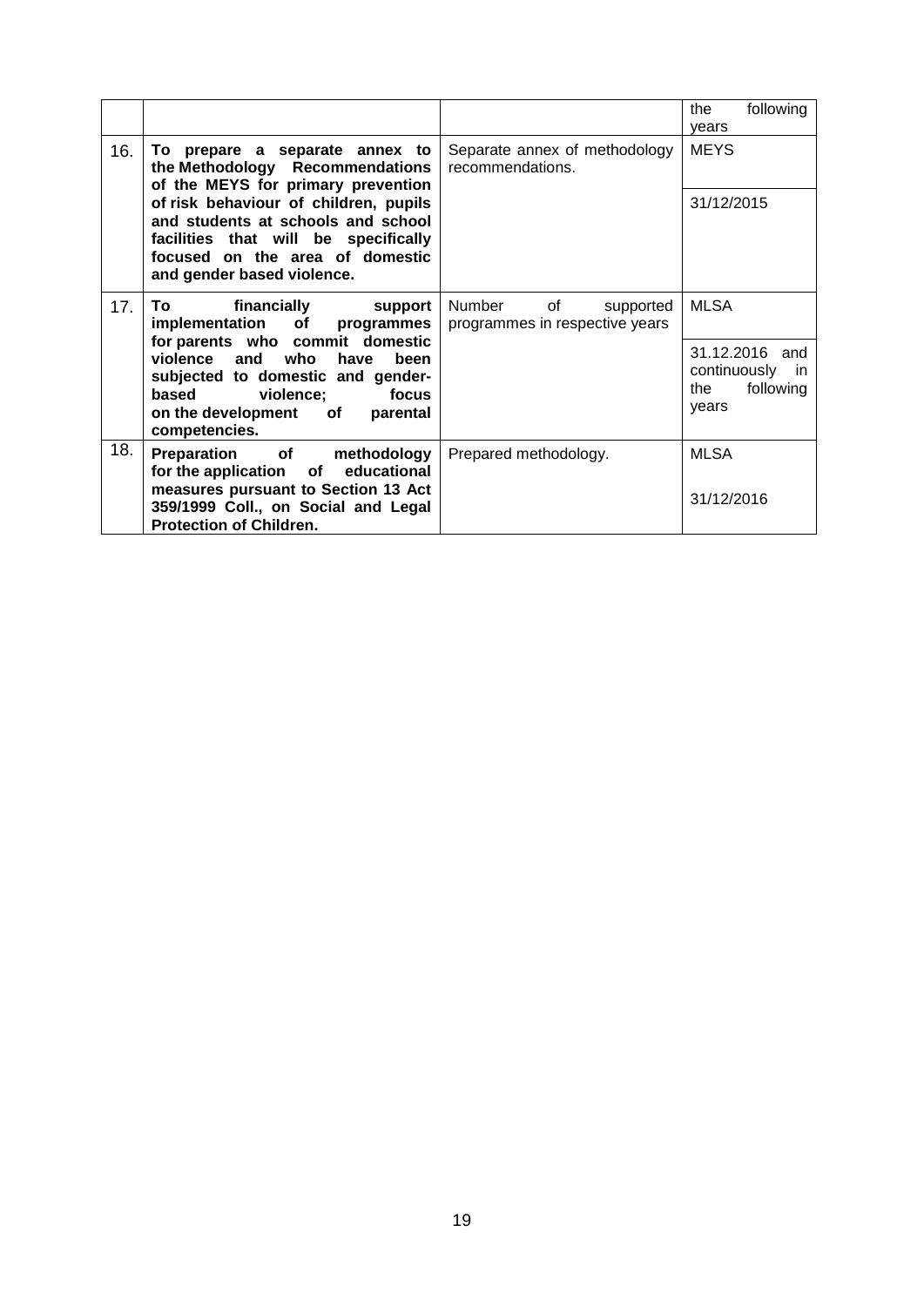| | | | |
|---|---|---|---|
| | | | the following years |
| 16. | **To prepare a separate annex to the Methodology Recommendations of the MEYS for primary prevention of risk behaviour of children, pupils and students at schools and school facilities that will be specifically focused on the area of domestic and gender based violence.** | Separate annex of methodology recommendations. | MEYS<br><br>31/12/2015 |
| 17. | **To financially support implementation of programmes for parents who commit domestic violence and who have been subjected to domestic and gender-based violence; focus on the development of parental competencies.** | Number of supported programmes in respective years | MLSA<br><br>31.12.2016 and continuously in the following years |
| 18. | **Preparation of methodology for the application of educational measures pursuant to Section 13 Act 359/1999 Coll., on Social and Legal Protection of Children.** | Prepared methodology. | MLSA<br><br>31/12/2016 |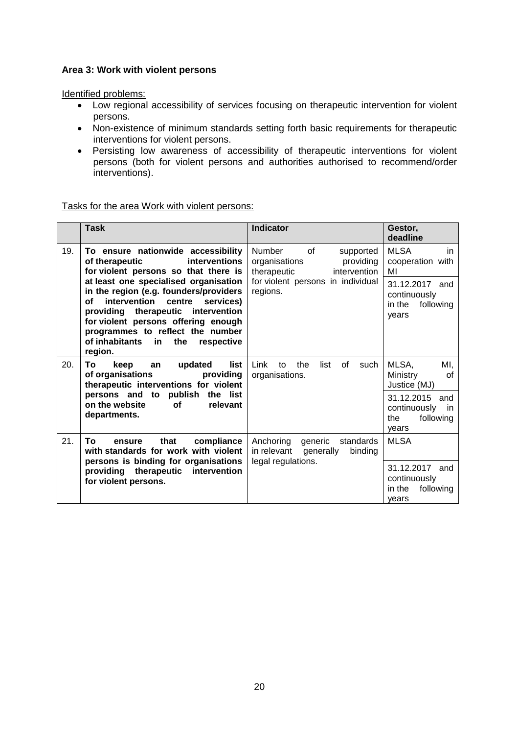**Area 3: Work with violent persons**

Identified problems:

- Low regional accessibility of services focusing on therapeutic intervention for violent persons.
- Non-existence of minimum standards setting forth basic requirements for therapeutic interventions for violent persons.
- Persisting low awareness of accessibility of therapeutic interventions for violent persons (both for violent persons and authorities authorised to recommend/order interventions).

Tasks for the area Work with violent persons:

| | Task | Indicator | Gestor, deadline |
|---|---|---|---|
| 19. | **To ensure nationwide accessibility of therapeutic interventions for violent persons so that there is at least one specialised organisation in the region (e.g. founders/providers of intervention centre services) providing therapeutic intervention for violent persons offering enough programmes to reflect the number of inhabitants in the respective region.** | Number of supported organisations providing therapeutic intervention for violent persons in individual regions. | MLSA in cooperation with MI<br>31.12.2017 and continuously in the following years |
| 20. | **To keep an updated list of organisations providing therapeutic interventions for violent persons and to publish the list on the website of relevant departments.** | Link to the list of such organisations. | MLSA, MI, Ministry of Justice (MJ)<br>31.12.2015 and continuously in the following years |
| 21. | **To ensure that compliance with standards for work with violent persons is binding for organisations providing therapeutic intervention for violent persons.** | Anchoring generic standards in relevant generally binding legal regulations. | MLSA<br>31.12.2017 and continuously in the following years |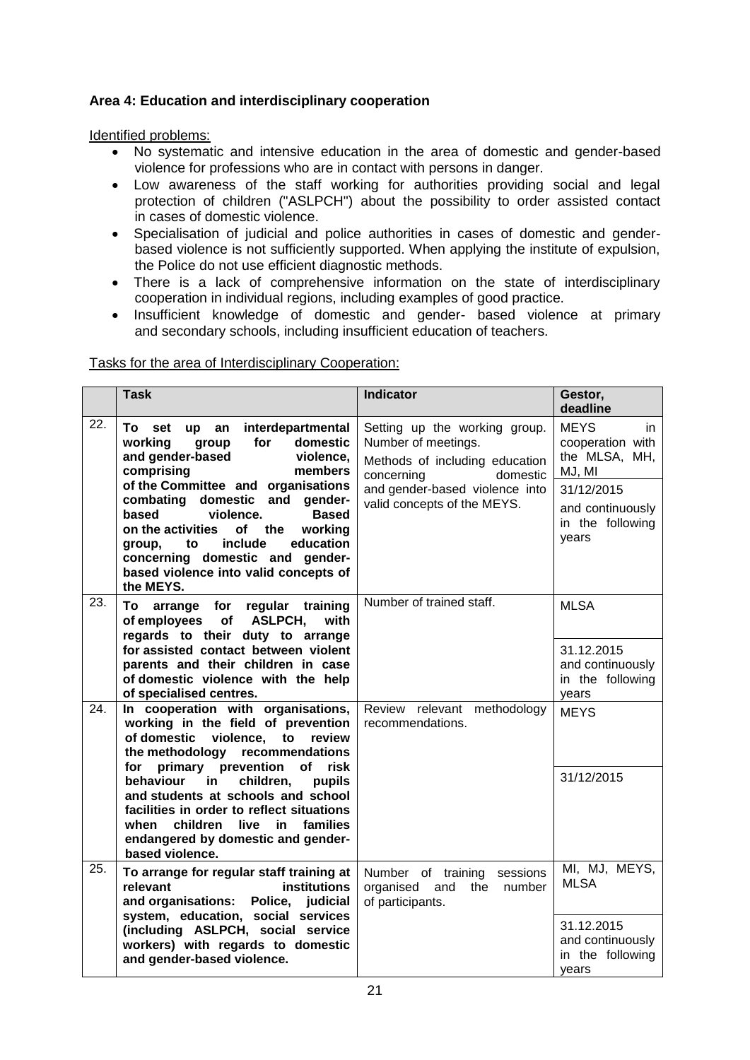**Area 4: Education and interdisciplinary cooperation**

Identified problems:

- No systematic and intensive education in the area of domestic and gender-based violence for professions who are in contact with persons in danger.
- Low awareness of the staff working for authorities providing social and legal protection of children ("ASLPCH") about the possibility to order assisted contact in cases of domestic violence.
- Specialisation of judicial and police authorities in cases of domestic and gender-based violence is not sufficiently supported. When applying the institute of expulsion, the Police do not use efficient diagnostic methods.
- There is a lack of comprehensive information on the state of interdisciplinary cooperation in individual regions, including examples of good practice.
- Insufficient knowledge of domestic and gender- based violence at primary and secondary schools, including insufficient education of teachers.

Tasks for the area of Interdisciplinary Cooperation:

| | Task | Indicator | Gestor, deadline |
|---|---|---|---|
| 22. | **To set up an interdepartmental working group for domestic and gender-based violence, comprising members of the Committee and organisations combating domestic and gender-based violence. Based on the activities of the working group, to include education concerning domestic and gender-based violence into valid concepts of the MEYS.** | Setting up the working group. Number of meetings. Methods of including education concerning domestic and gender-based violence into valid concepts of the MEYS. | MEYS in cooperation with the MLSA, MH, MJ, MI<br>31/12/2015 and continuously in the following years |
| 23. | **To arrange for regular training of employees of ASLPCH, with regards to their duty to arrange for assisted contact between violent parents and their children in case of domestic violence with the help of specialised centres.** | Number of trained staff. | MLSA<br>31.12.2015 and continuously in the following years |
| 24. | **In cooperation with organisations, working in the field of prevention of domestic violence, to review the methodology recommendations for primary prevention of risk behaviour in children, pupils and students at schools and school facilities in order to reflect situations when children live in families endangered by domestic and gender-based violence.** | Review relevant methodology recommendations. | MEYS<br>31/12/2015 |
| 25. | **To arrange for regular staff training at relevant institutions and organisations: Police, judicial system, education, social services (including ASLPCH, social service workers) with regards to domestic and gender-based violence.** | Number of training sessions organised and the number of participants. | MI, MJ, MEYS, MLSA<br>31.12.2015 and continuously in the following years |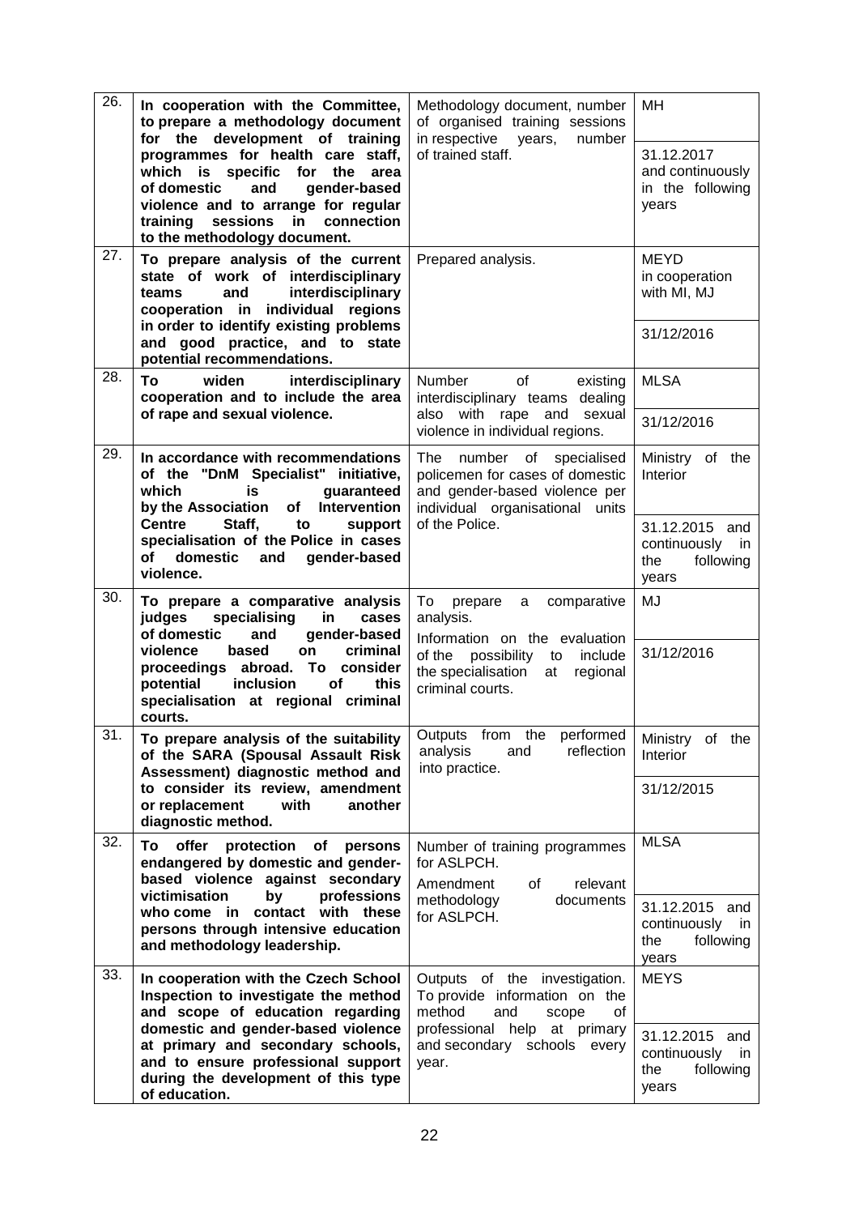| | | | |
|---|---|---|---|
| 26. | **In cooperation with the Committee, to prepare a methodology document for the development of training programmes for health care staff, which is specific for the area of domestic and gender-based violence and to arrange for regular training sessions in connection to the methodology document.** | Methodology document, number of organised training sessions in respective years, number of trained staff. | MH<br><br>31.12.2017 and continuously in the following years |
| 27. | **To prepare analysis of the current state of work of interdisciplinary teams and interdisciplinary cooperation in individual regions in order to identify existing problems and good practice, and to state potential recommendations.** | Prepared analysis. | MEYD in cooperation with MI, MJ<br><br>31/12/2016 |
| 28. | **To widen interdisciplinary cooperation and to include the area of rape and sexual violence.** | Number of existing interdisciplinary teams dealing also with rape and sexual violence in individual regions. | MLSA<br><br>31/12/2016 |
| 29. | **In accordance with recommendations of the "DnM Specialist" initiative, which is guaranteed by the Association of Intervention Centre Staff, to support specialisation of the Police in cases of domestic and gender-based violence.** | The number of specialised policemen for cases of domestic and gender-based violence per individual organisational units of the Police. | Ministry of the Interior<br><br>31.12.2015 and continuously in the following years |
| 30. | **To prepare a comparative analysis judges specialising in cases of domestic and gender-based violence based on criminal proceedings abroad. To consider potential inclusion of this specialisation at regional criminal courts.** | To prepare a comparative analysis.<br>Information on the evaluation of the possibility to include the specialisation at regional criminal courts. | MJ<br><br>31/12/2016 |
| 31. | **To prepare analysis of the suitability of the SARA (Spousal Assault Risk Assessment) diagnostic method and to consider its review, amendment or replacement with another diagnostic method.** | Outputs from the performed analysis and reflection into practice. | Ministry of the Interior<br><br>31/12/2015 |
| 32. | **To offer protection of persons endangered by domestic and gender-based violence against secondary victimisation by professions who come in contact with these persons through intensive education and methodology leadership.** | Number of training programmes for ASLPCH.<br>Amendment of relevant methodology documents for ASLPCH. | MLSA<br><br>31.12.2015 and continuously in the following years |
| 33. | **In cooperation with the Czech School Inspection to investigate the method and scope of education regarding domestic and gender-based violence at primary and secondary schools, and to ensure professional support during the development of this type of education.** | Outputs of the investigation. To provide information on the method and scope of professional help at primary and secondary schools every year. | MEYS<br><br>31.12.2015 and continuously in the following years |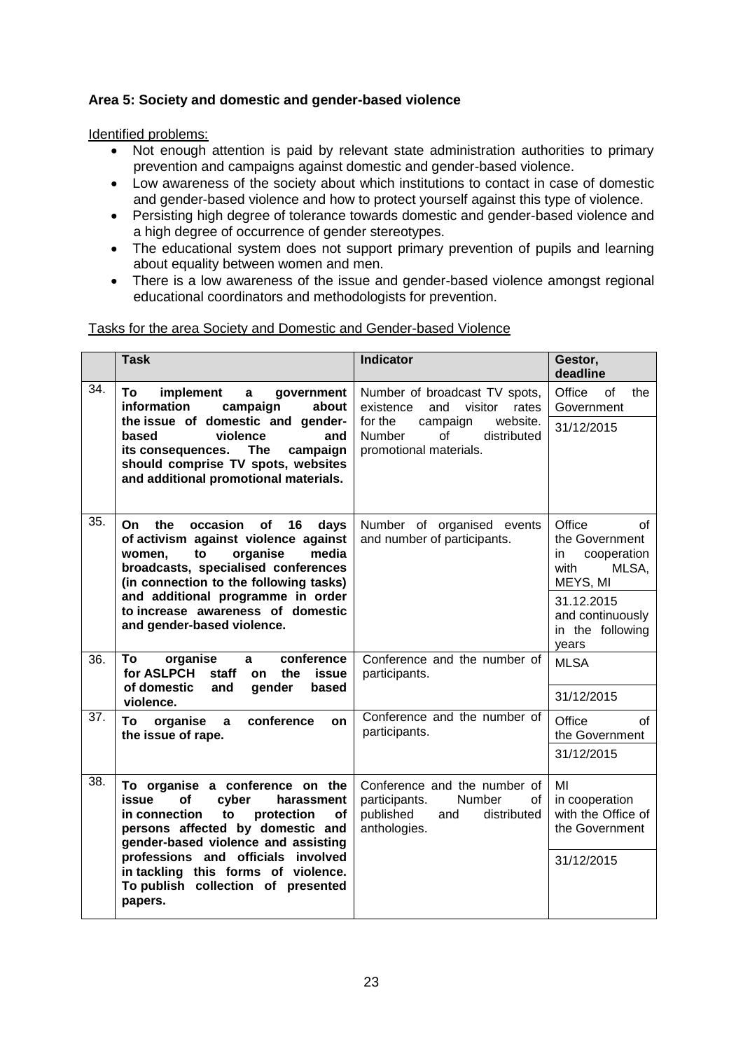**Area 5: Society and domestic and gender-based violence**

Identified problems:

- Not enough attention is paid by relevant state administration authorities to primary prevention and campaigns against domestic and gender-based violence.
- Low awareness of the society about which institutions to contact in case of domestic and gender-based violence and how to protect yourself against this type of violence.
- Persisting high degree of tolerance towards domestic and gender-based violence and a high degree of occurrence of gender stereotypes.
- The educational system does not support primary prevention of pupils and learning about equality between women and men.
- There is a low awareness of the issue and gender-based violence amongst regional educational coordinators and methodologists for prevention.

Tasks for the area Society and Domestic and Gender-based Violence

| | Task | Indicator | Gestor, deadline |
|---|---|---|---|
| 34. | **To implement a government information campaign about the issue of domestic and gender-based violence and its consequences. The campaign should comprise TV spots, websites and additional promotional materials.** | Number of broadcast TV spots, existence and visitor rates for the campaign website. Number of distributed promotional materials. | Office of the Government<br>31/12/2015 |
| 35. | **On the occasion of 16 days of activism against violence against women, to organise media broadcasts, specialised conferences (in connection to the following tasks) and additional programme in order to increase awareness of domestic and gender-based violence.** | Number of organised events and number of participants. | Office of the Government in cooperation with MLSA, MEYS, MI<br>31.12.2015 and continuously in the following years |
| 36. | **To organise a conference for ASLPCH staff on the issue of domestic and gender based violence.** | Conference and the number of participants. | MLSA<br>31/12/2015 |
| 37. | **To organise a conference on the issue of rape.** | Conference and the number of participants. | Office of the Government<br>31/12/2015 |
| 38. | **To organise a conference on the issue of cyber harassment in connection to protection of persons affected by domestic and gender-based violence and assisting professions and officials involved in tackling this forms of violence. To publish collection of presented papers.** | Conference and the number of participants. Number of published and distributed anthologies. | MI in cooperation with the Office of the Government<br>31/12/2015 |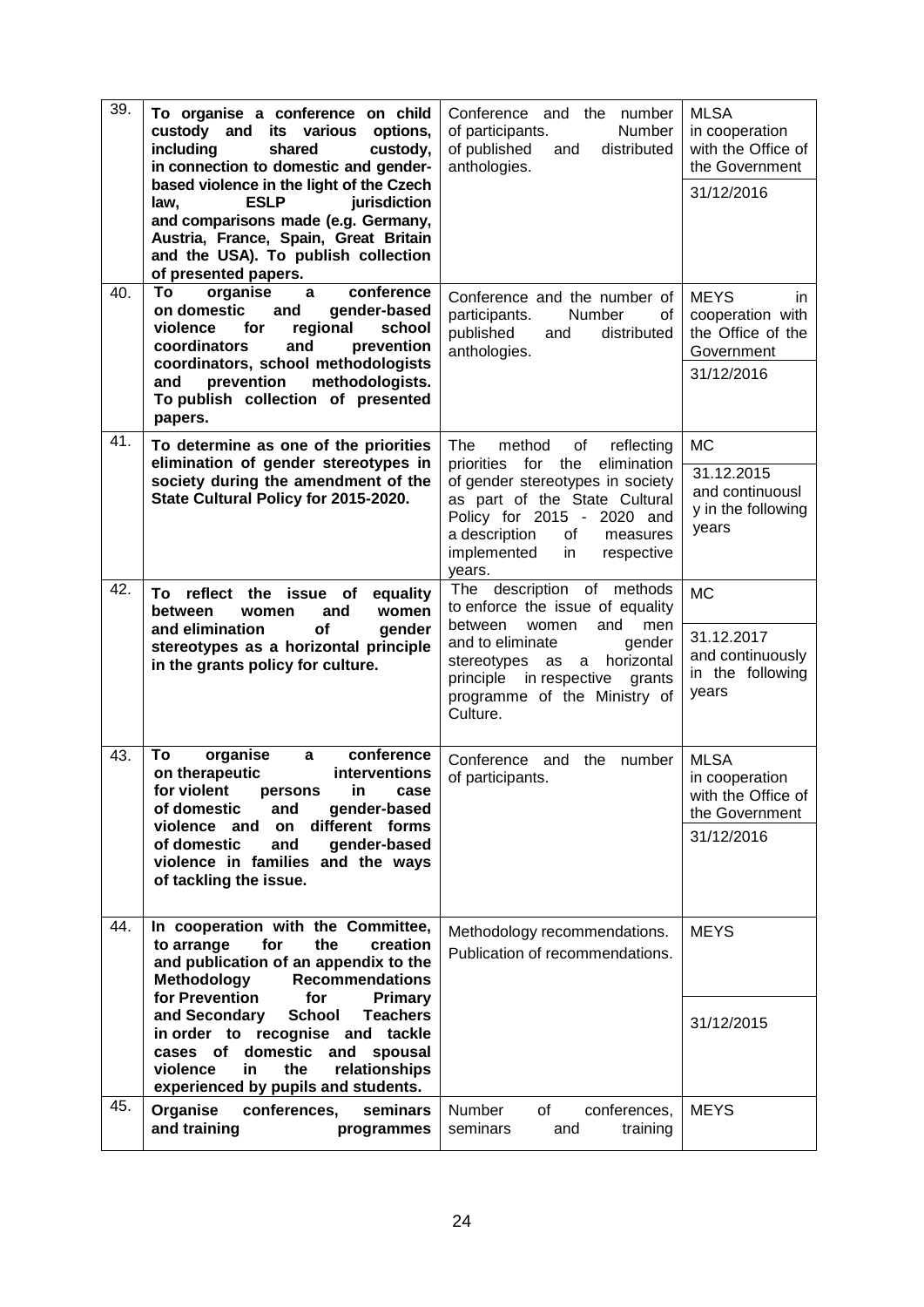| | | | |
|---|---|---|---|
| 39. | **To organise a conference on child custody and its various options, including shared custody, in connection to domestic and gender-based violence in the light of the Czech law, ESLP jurisdiction and comparisons made (e.g. Germany, Austria, France, Spain, Great Britain and the USA). To publish collection of presented papers.** | Conference and the number of participants. Number of published and distributed anthologies. | MLSA in cooperation with the Office of the Government<br>31/12/2016 |
| 40. | **To organise a conference on domestic and gender-based violence for regional school coordinators and prevention coordinators, school methodologists and prevention methodologists. To publish collection of presented papers.** | Conference and the number of participants. Number of published and distributed anthologies. | MEYS in cooperation with the Office of the Government<br>31/12/2016 |
| 41. | **To determine as one of the priorities elimination of gender stereotypes in society during the amendment of the State Cultural Policy for 2015-2020.** | The method of reflecting priorities for the elimination of gender stereotypes in society as part of the State Cultural Policy for 2015 - 2020 and a description of measures implemented in respective years. | MC<br>31.12.2015 and continuousl y in the following years |
| 42. | **To reflect the issue of equality between women and women and elimination of gender stereotypes as a horizontal principle in the grants policy for culture.** | The description of methods to enforce the issue of equality between women and men and to eliminate gender stereotypes as a horizontal principle in respective grants programme of the Ministry of Culture. | MC<br>31.12.2017 and continuously in the following years |
| 43. | **To organise a conference on therapeutic interventions for violent persons in case of domestic and gender-based violence and on different forms of domestic and gender-based violence in families and the ways of tackling the issue.** | Conference and the number of participants. | MLSA in cooperation with the Office of the Government<br>31/12/2016 |
| 44. | **In cooperation with the Committee, to arrange for the creation and publication of an appendix to the Methodology Recommendations for Prevention for Primary and Secondary School Teachers in order to recognise and tackle cases of domestic and spousal violence in the relationships experienced by pupils and students.** | Methodology recommendations. Publication of recommendations. | MEYS<br>31/12/2015 |
| 45. | **Organise conferences, seminars and training programmes** | Number of conferences, seminars and training | MEYS |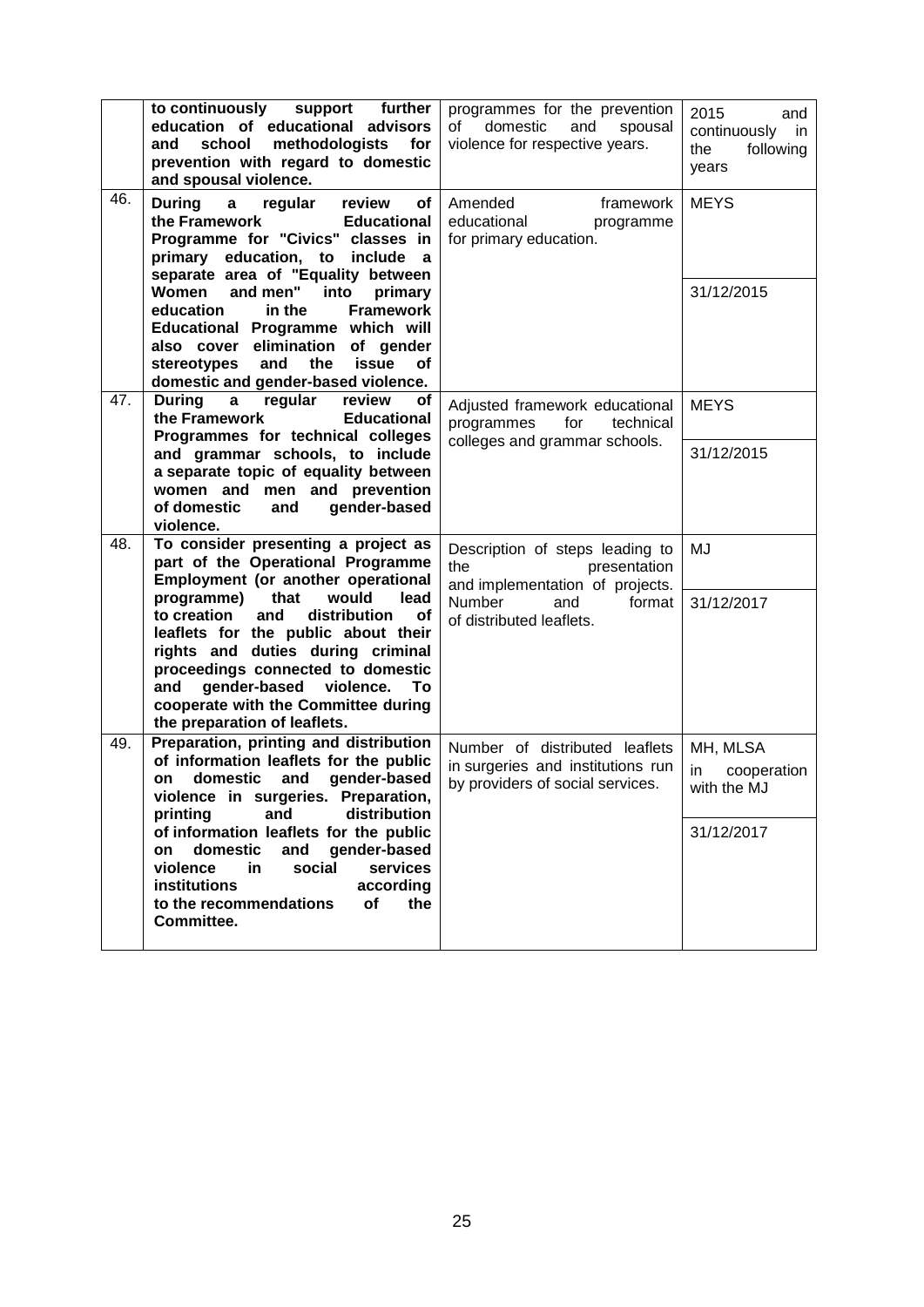| | | | |
|---|---|---|---|
| | **to continuously support further education of educational advisors and school methodologists for prevention with regard to domestic and spousal violence.** | programmes for the prevention of domestic and spousal violence for respective years. | 2015 and continuously in the following years |
| 46. | **During a regular review of the Framework Educational Programme for "Civics" classes in primary education, to include a separate area of "Equality between Women and men" into primary education in the Framework Educational Programme which will also cover elimination of gender stereotypes and the issue of domestic and gender-based violence.** | Amended framework educational programme for primary education. | MEYS<br><br>31/12/2015 |
| 47. | **During a regular review of the Framework Educational Programmes for technical colleges and grammar schools, to include a separate topic of equality between women and men and prevention of domestic and gender-based violence.** | Adjusted framework educational programmes for technical colleges and grammar schools. | MEYS<br><br>31/12/2015 |
| 48. | **To consider presenting a project as part of the Operational Programme Employment (or another operational programme) that would lead to creation and distribution of leaflets for the public about their rights and duties during criminal proceedings connected to domestic and gender-based violence. To cooperate with the Committee during the preparation of leaflets.** | Description of steps leading to the presentation and implementation of projects. Number and format of distributed leaflets. | MJ<br><br>31/12/2017 |
| 49. | **Preparation, printing and distribution of information leaflets for the public on domestic and gender-based violence in surgeries. Preparation, printing and distribution of information leaflets for the public on domestic and gender-based violence in social services institutions according to the recommendations of the Committee.** | Number of distributed leaflets in surgeries and institutions run by providers of social services. | MH, MLSA in cooperation with the MJ<br><br>31/12/2017 |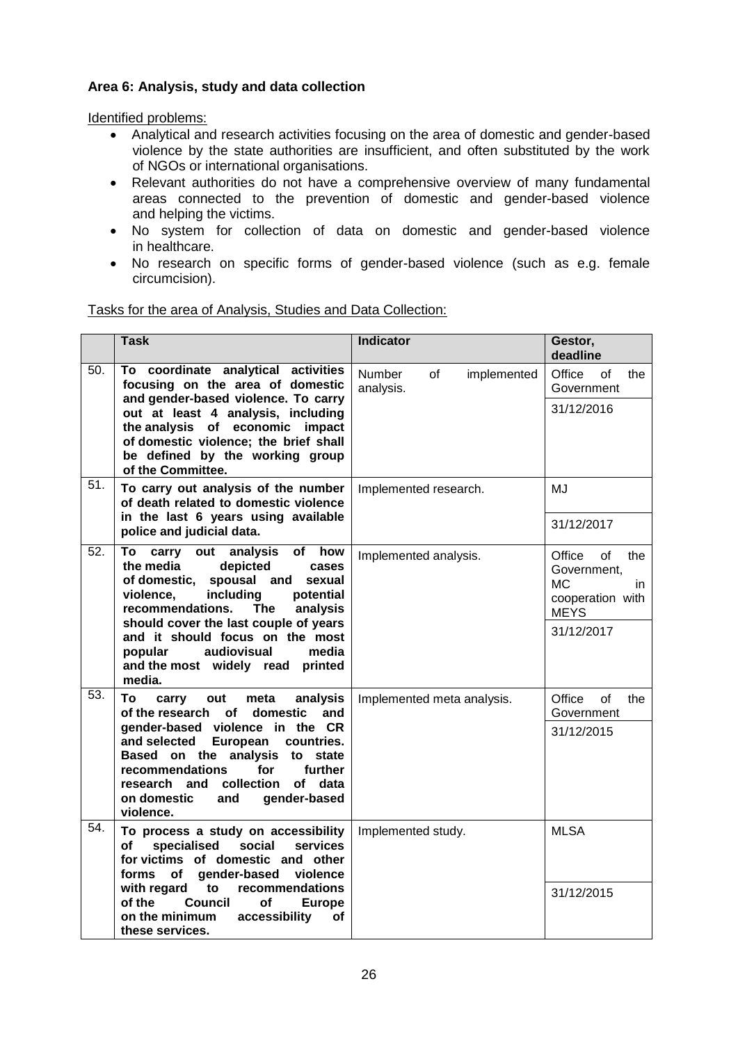**Area 6: Analysis, study and data collection**

Identified problems:

- Analytical and research activities focusing on the area of domestic and gender-based violence by the state authorities are insufficient, and often substituted by the work of NGOs or international organisations.
- Relevant authorities do not have a comprehensive overview of many fundamental areas connected to the prevention of domestic and gender-based violence and helping the victims.
- No system for collection of data on domestic and gender-based violence in healthcare.
- No research on specific forms of gender-based violence (such as e.g. female circumcision).

Tasks for the area of Analysis, Studies and Data Collection:

| | Task | Indicator | Gestor, deadline |
|---|---|---|---|
| 50. | **To coordinate analytical activities focusing on the area of domestic and gender-based violence. To carry out at least 4 analysis, including the analysis of economic impact of domestic violence; the brief shall be defined by the working group of the Committee.** | Number of implemented analysis. | Office of the Government<br>31/12/2016 |
| 51. | **To carry out analysis of the number of death related to domestic violence in the last 6 years using available police and judicial data.** | Implemented research. | MJ<br>31/12/2017 |
| 52. | **To carry out analysis of how the media depicted cases of domestic, spousal and sexual violence, including potential recommendations. The analysis should cover the last couple of years and it should focus on the most popular audiovisual media and the most widely read printed media.** | Implemented analysis. | Office of the Government, MC in cooperation with MEYS<br>31/12/2017 |
| 53. | **To carry out meta analysis of the research of domestic and gender-based violence in the CR and selected European countries. Based on the analysis to state recommendations for further research and collection of data on domestic and gender-based violence.** | Implemented meta analysis. | Office of the Government<br>31/12/2015 |
| 54. | **To process a study on accessibility of specialised social services for victims of domestic and other forms of gender-based violence with regard to recommendations of the Council of Europe on the minimum accessibility of these services.** | Implemented study. | MLSA<br>31/12/2015 |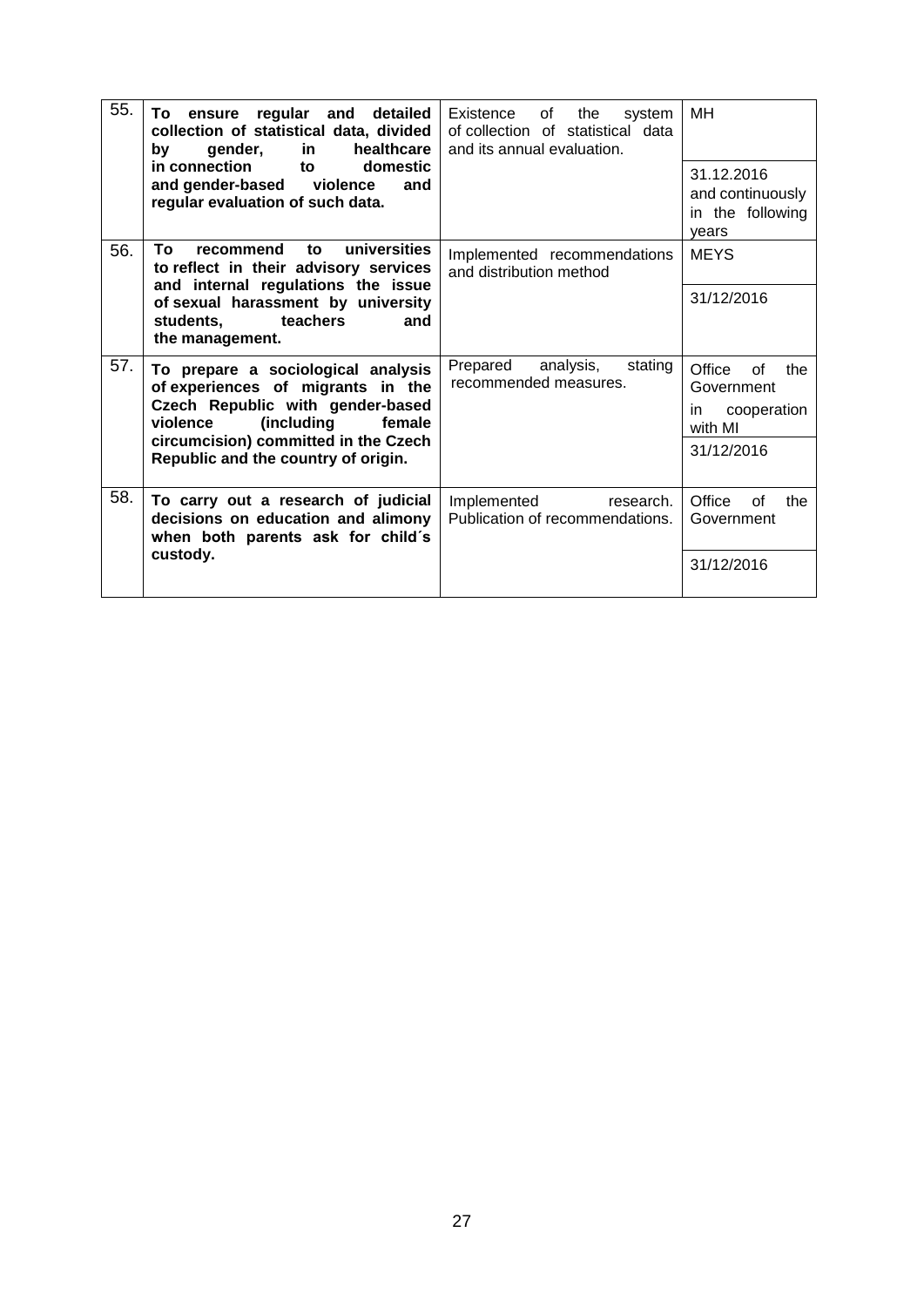| | | | |
|---|---|---|---|
| 55. | **To ensure regular and detailed collection of statistical data, divided by gender, in healthcare in connection to domestic and gender-based violence and regular evaluation of such data.** | Existence of the system of collection of statistical data and its annual evaluation. | MH<br><br>31.12.2016 and continuously in the following years |
| 56. | **To recommend to universities to reflect in their advisory services and internal regulations the issue of sexual harassment by university students, teachers and the management.** | Implemented recommendations and distribution method | MEYS<br><br>31/12/2016 |
| 57. | **To prepare a sociological analysis of experiences of migrants in the Czech Republic with gender-based violence (including female circumcision) committed in the Czech Republic and the country of origin.** | Prepared analysis, stating recommended measures. | Office of the Government<br>in cooperation with MI<br><br>31/12/2016 |
| 58. | **To carry out a research of judicial decisions on education and alimony when both parents ask for child´s custody.** | Implemented research. Publication of recommendations. | Office of the Government<br><br>31/12/2016 |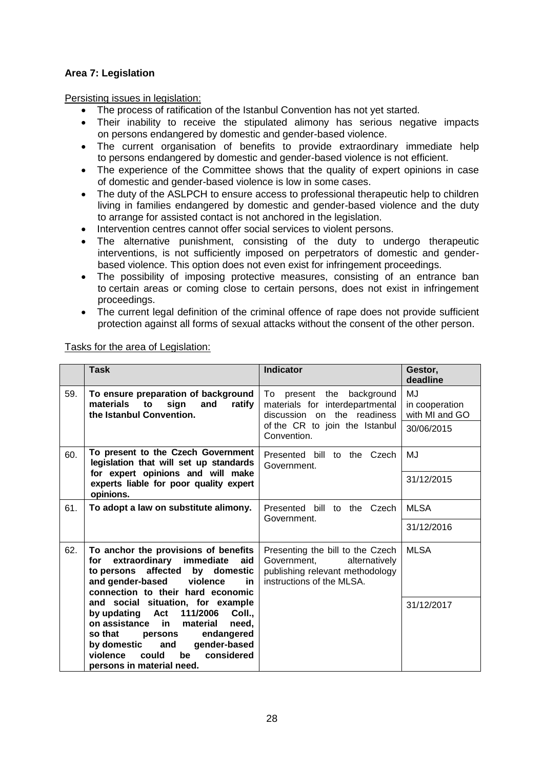**Area 7: Legislation**

Persisting issues in legislation:

- The process of ratification of the Istanbul Convention has not yet started.
- Their inability to receive the stipulated alimony has serious negative impacts on persons endangered by domestic and gender-based violence.
- The current organisation of benefits to provide extraordinary immediate help to persons endangered by domestic and gender-based violence is not efficient.
- The experience of the Committee shows that the quality of expert opinions in case of domestic and gender-based violence is low in some cases.
- The duty of the ASLPCH to ensure access to professional therapeutic help to children living in families endangered by domestic and gender-based violence and the duty to arrange for assisted contact is not anchored in the legislation.
- Intervention centres cannot offer social services to violent persons.
- The alternative punishment, consisting of the duty to undergo therapeutic interventions, is not sufficiently imposed on perpetrators of domestic and gender-based violence. This option does not even exist for infringement proceedings.
- The possibility of imposing protective measures, consisting of an entrance ban to certain areas or coming close to certain persons, does not exist in infringement proceedings.
- The current legal definition of the criminal offence of rape does not provide sufficient protection against all forms of sexual attacks without the consent of the other person.

Tasks for the area of Legislation:

| | Task | Indicator | Gestor, deadline |
|---|---|---|---|
| 59. | **To ensure preparation of background materials to sign and ratify the Istanbul Convention.** | To present the background materials for interdepartmental discussion on the readiness of the CR to join the Istanbul Convention. | MJ in cooperation with MI and GO |
| | | | 30/06/2015 |
| 60. | **To present to the Czech Government legislation that will set up standards for expert opinions and will make experts liable for poor quality expert opinions.** | Presented bill to the Czech Government. | MJ |
| | | | 31/12/2015 |
| 61. | **To adopt a law on substitute alimony.** | Presented bill to the Czech Government. | MLSA |
| | | | 31/12/2016 |
| 62. | **To anchor the provisions of benefits for extraordinary immediate aid to persons affected by domestic and gender-based violence in connection to their hard economic and social situation, for example by updating Act 111/2006 Coll., on assistance in material need, so that persons endangered by domestic and gender-based violence could be considered persons in material need.** | Presenting the bill to the Czech Government, alternatively publishing relevant methodology instructions of the MLSA. | MLSA |
| | | | 31/12/2017 |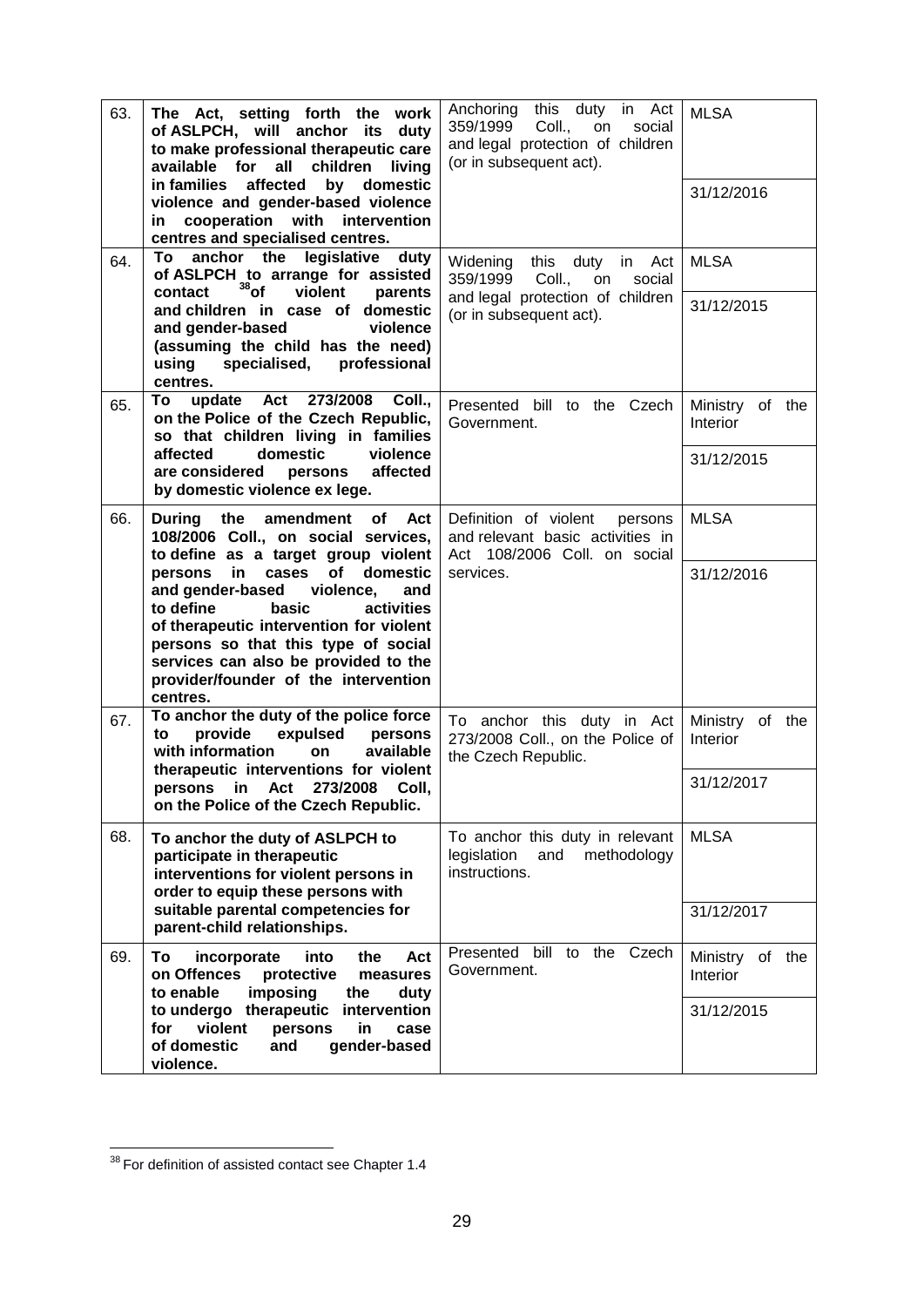| | | | |
|---|---|---|---|
| 63. | **The Act, setting forth the work of ASLPCH, will anchor its duty to make professional therapeutic care available for all children living in families affected by domestic violence and gender-based violence in cooperation with intervention centres and specialised centres.** | Anchoring this duty in Act 359/1999 Coll., on social and legal protection of children (or in subsequent act). | MLSA<br><br>31/12/2016 |
| 64. | **To anchor the legislative duty of ASLPCH to arrange for assisted contact[38] of violent parents and children in case of domestic and gender-based violence (assuming the child has the need) using specialised, professional centres.** | Widening this duty in Act 359/1999 Coll., on social and legal protection of children (or in subsequent act). | MLSA<br><br>31/12/2015 |
| 65. | **To update Act 273/2008 Coll., on the Police of the Czech Republic, so that children living in families affected domestic violence are considered persons affected by domestic violence ex lege.** | Presented bill to the Czech Government. | Ministry of the Interior<br><br>31/12/2015 |
| 66. | **During the amendment of Act 108/2006 Coll., on social services, to define as a target group violent persons in cases of domestic and gender-based violence, and to define basic activities of therapeutic intervention for violent persons so that this type of social services can also be provided to the provider/founder of the intervention centres.** | Definition of violent persons and relevant basic activities in Act 108/2006 Coll. on social services. | MLSA<br><br>31/12/2016 |
| 67. | **To anchor the duty of the police force to provide expulsed persons with information on available therapeutic interventions for violent persons in Act 273/2008 Coll, on the Police of the Czech Republic.** | To anchor this duty in Act 273/2008 Coll., on the Police of the Czech Republic. | Ministry of the Interior<br><br>31/12/2017 |
| 68. | **To anchor the duty of ASLPCH to participate in therapeutic interventions for violent persons in order to equip these persons with suitable parental competencies for parent-child relationships.** | To anchor this duty in relevant legislation and methodology instructions. | MLSA<br><br>31/12/2017 |
| 69. | **To incorporate into the Act on Offences protective measures to enable imposing the duty to undergo therapeutic intervention for violent persons in case of domestic and gender-based violence.** | Presented bill to the Czech Government. | Ministry of the Interior<br><br>31/12/2015 |

[38] For definition of assisted contact see Chapter 1.4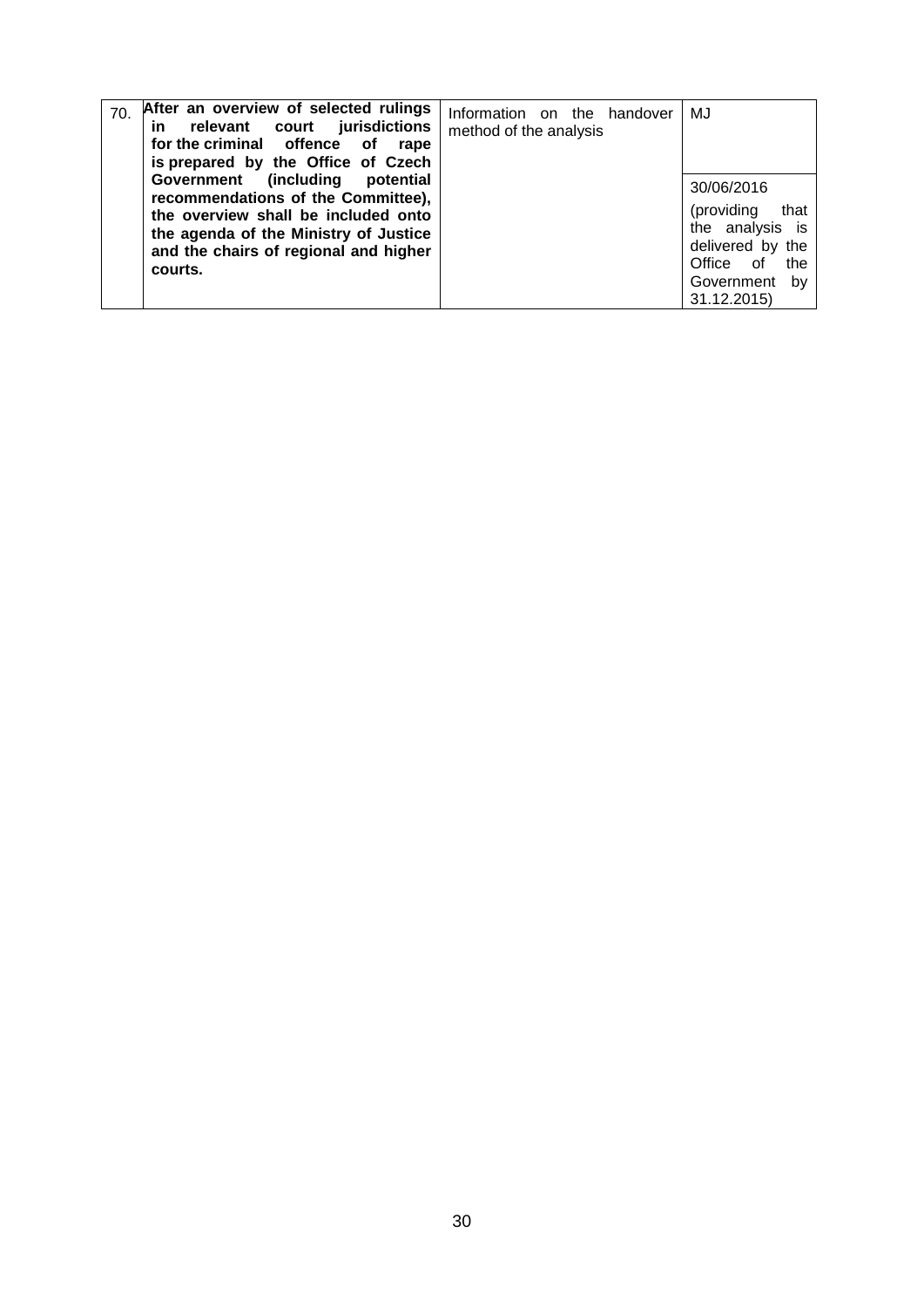| | | | |
|---|---|---|---|
| 70. | **After an overview of selected rulings in relevant court jurisdictions for the criminal offence of rape is prepared by the Office of Czech Government (including potential recommendations of the Committee), the overview shall be included onto the agenda of the Ministry of Justice and the chairs of regional and higher courts.** | Information on the handover method of the analysis | MJ<br><br>30/06/2016<br>(providing that the analysis is delivered by the Office of the Government by 31.12.2015) |